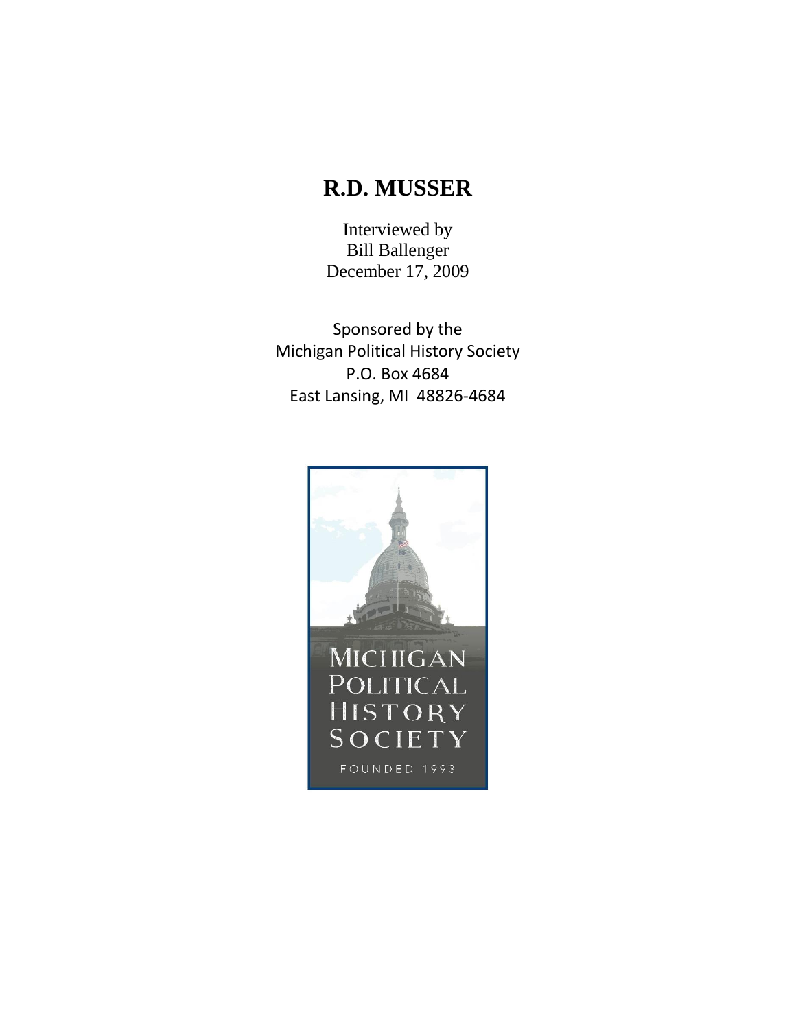# R.D. MUSSER

Interviewed by
Bill Ballenger
December 17, 2009

Sponsored by the
Michigan Political History Society
P.O. Box 4684
East Lansing, MI 48826-4684

MICHIGAN
POLITICAL
HISTORY
SOCIETY

FOUNDED 1993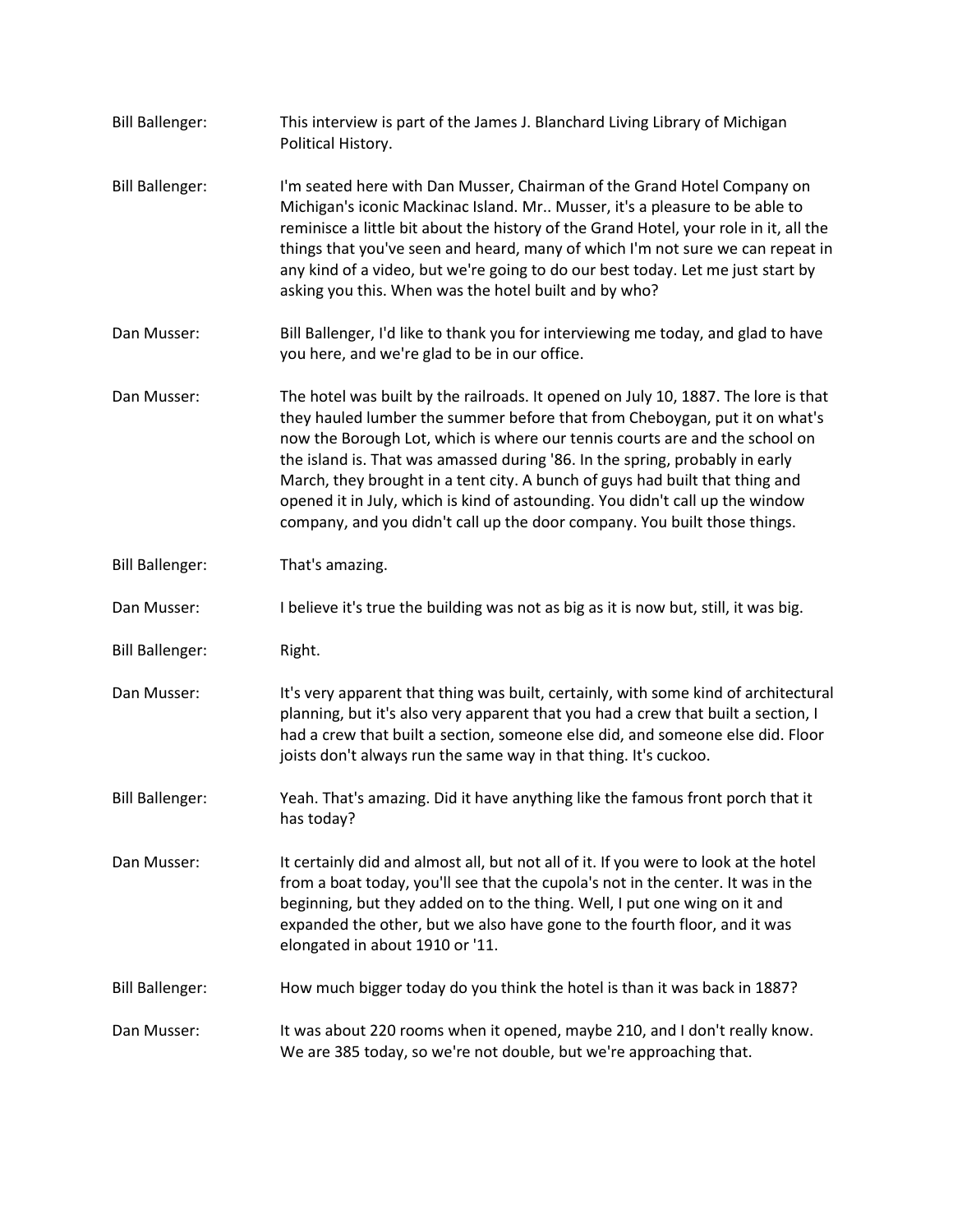**Bill Ballenger:** This interview is part of the James J. Blanchard Living Library of Michigan Political History.

**Bill Ballenger:** I'm seated here with Dan Musser, Chairman of the Grand Hotel Company on Michigan's iconic Mackinac Island. Mr.. Musser, it's a pleasure to be able to reminisce a little bit about the history of the Grand Hotel, your role in it, all the things that you've seen and heard, many of which I'm not sure we can repeat in any kind of a video, but we're going to do our best today. Let me just start by asking you this. When was the hotel built and by who?

**Dan Musser:** Bill Ballenger, I'd like to thank you for interviewing me today, and glad to have you here, and we're glad to be in our office.

**Dan Musser:** The hotel was built by the railroads. It opened on July 10, 1887. The lore is that they hauled lumber the summer before that from Cheboygan, put it on what's now the Borough Lot, which is where our tennis courts are and the school on the island is. That was amassed during '86. In the spring, probably in early March, they brought in a tent city. A bunch of guys had built that thing and opened it in July, which is kind of astounding. You didn't call up the window company, and you didn't call up the door company. You built those things.

**Bill Ballenger:** That's amazing.

**Dan Musser:** I believe it's true the building was not as big as it is now but, still, it was big.

**Bill Ballenger:** Right.

**Dan Musser:** It's very apparent that thing was built, certainly, with some kind of architectural planning, but it's also very apparent that you had a crew that built a section, I had a crew that built a section, someone else did, and someone else did. Floor joists don't always run the same way in that thing. It's cuckoo.

**Bill Ballenger:** Yeah. That's amazing. Did it have anything like the famous front porch that it has today?

**Dan Musser:** It certainly did and almost all, but not all of it. If you were to look at the hotel from a boat today, you'll see that the cupola's not in the center. It was in the beginning, but they added on to the thing. Well, I put one wing on it and expanded the other, but we also have gone to the fourth floor, and it was elongated in about 1910 or '11.

**Bill Ballenger:** How much bigger today do you think the hotel is than it was back in 1887?

**Dan Musser:** It was about 220 rooms when it opened, maybe 210, and I don't really know. We are 385 today, so we're not double, but we're approaching that.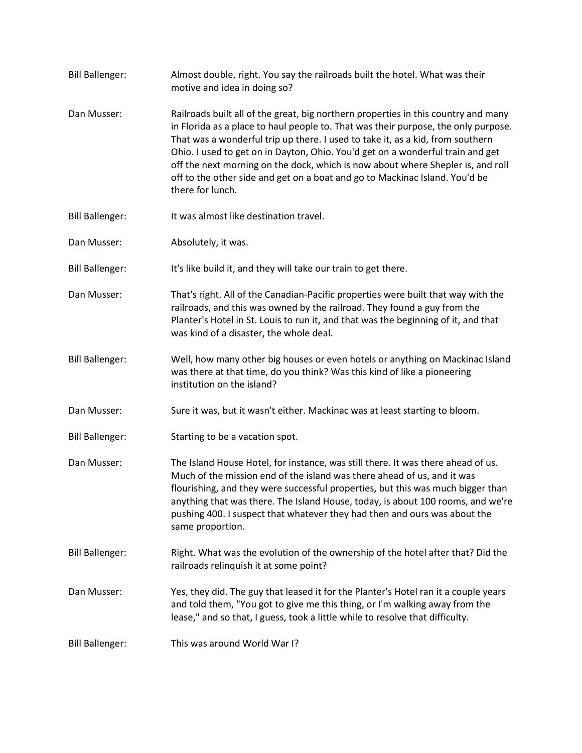Bill Ballenger: Almost double, right. You say the railroads built the hotel. What was their motive and idea in doing so?

Dan Musser: Railroads built all of the great, big northern properties in this country and many in Florida as a place to haul people to. That was their purpose, the only purpose. That was a wonderful trip up there. I used to take it, as a kid, from southern Ohio. I used to get on in Dayton, Ohio. You'd get on a wonderful train and get off the next morning on the dock, which is now about where Shepler is, and roll off to the other side and get on a boat and go to Mackinac Island. You'd be there for lunch.

Bill Ballenger: It was almost like destination travel.

Dan Musser: Absolutely, it was.

Bill Ballenger: It's like build it, and they will take our train to get there.

Dan Musser: That's right. All of the Canadian-Pacific properties were built that way with the railroads, and this was owned by the railroad. They found a guy from the Planter's Hotel in St. Louis to run it, and that was the beginning of it, and that was kind of a disaster, the whole deal.

Bill Ballenger: Well, how many other big houses or even hotels or anything on Mackinac Island was there at that time, do you think? Was this kind of like a pioneering institution on the island?

Dan Musser: Sure it was, but it wasn't either. Mackinac was at least starting to bloom.

Bill Ballenger: Starting to be a vacation spot.

Dan Musser: The Island House Hotel, for instance, was still there. It was there ahead of us. Much of the mission end of the island was there ahead of us, and it was flourishing, and they were successful properties, but this was much bigger than anything that was there. The Island House, today, is about 100 rooms, and we're pushing 400. I suspect that whatever they had then and ours was about the same proportion.

Bill Ballenger: Right. What was the evolution of the ownership of the hotel after that? Did the railroads relinquish it at some point?

Dan Musser: Yes, they did. The guy that leased it for the Planter's Hotel ran it a couple years and told them, "You got to give me this thing, or I'm walking away from the lease," and so that, I guess, took a little while to resolve that difficulty.

Bill Ballenger: This was around World War I?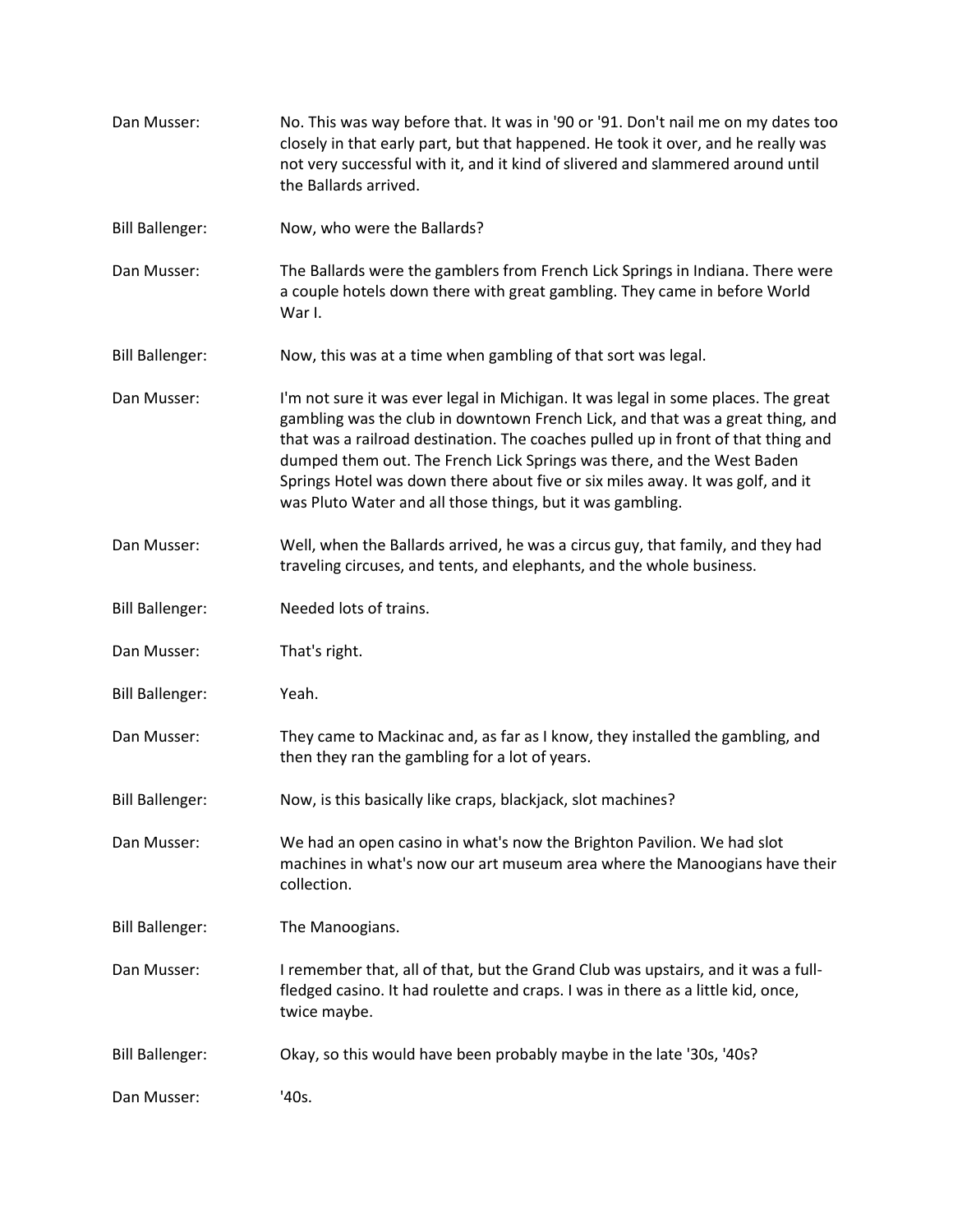Dan Musser: No. This was way before that. It was in '90 or '91. Don't nail me on my dates too closely in that early part, but that happened. He took it over, and he really was not very successful with it, and it kind of slivered and slammered around until the Ballards arrived.

Bill Ballenger: Now, who were the Ballards?

Dan Musser: The Ballards were the gamblers from French Lick Springs in Indiana. There were a couple hotels down there with great gambling. They came in before World War I.

Bill Ballenger: Now, this was at a time when gambling of that sort was legal.

Dan Musser: I'm not sure it was ever legal in Michigan. It was legal in some places. The great gambling was the club in downtown French Lick, and that was a great thing, and that was a railroad destination. The coaches pulled up in front of that thing and dumped them out. The French Lick Springs was there, and the West Baden Springs Hotel was down there about five or six miles away. It was golf, and it was Pluto Water and all those things, but it was gambling.

Dan Musser: Well, when the Ballards arrived, he was a circus guy, that family, and they had traveling circuses, and tents, and elephants, and the whole business.

Bill Ballenger: Needed lots of trains.

Dan Musser: That's right.

Bill Ballenger: Yeah.

Dan Musser: They came to Mackinac and, as far as I know, they installed the gambling, and then they ran the gambling for a lot of years.

Bill Ballenger: Now, is this basically like craps, blackjack, slot machines?

Dan Musser: We had an open casino in what's now the Brighton Pavilion. We had slot machines in what's now our art museum area where the Manoogians have their collection.

Bill Ballenger: The Manoogians.

Dan Musser: I remember that, all of that, but the Grand Club was upstairs, and it was a full-fledged casino. It had roulette and craps. I was in there as a little kid, once, twice maybe.

Bill Ballenger: Okay, so this would have been probably maybe in the late '30s, '40s?

Dan Musser: '40s.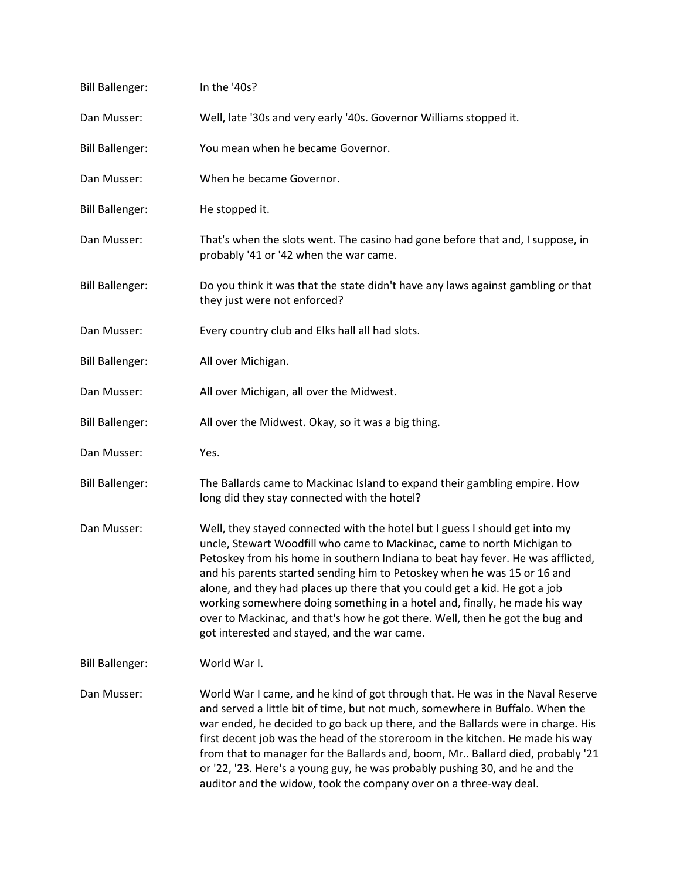Bill Ballenger: In the '40s?

Dan Musser: Well, late '30s and very early '40s. Governor Williams stopped it.

Bill Ballenger: You mean when he became Governor.

Dan Musser: When he became Governor.

Bill Ballenger: He stopped it.

Dan Musser: That's when the slots went. The casino had gone before that and, I suppose, in probably '41 or '42 when the war came.

Bill Ballenger: Do you think it was that the state didn't have any laws against gambling or that they just were not enforced?

Dan Musser: Every country club and Elks hall all had slots.

Bill Ballenger: All over Michigan.

Dan Musser: All over Michigan, all over the Midwest.

Bill Ballenger: All over the Midwest. Okay, so it was a big thing.

Dan Musser: Yes.

Bill Ballenger: The Ballards came to Mackinac Island to expand their gambling empire. How long did they stay connected with the hotel?

Dan Musser: Well, they stayed connected with the hotel but I guess I should get into my uncle, Stewart Woodfill who came to Mackinac, came to north Michigan to Petoskey from his home in southern Indiana to beat hay fever. He was afflicted, and his parents started sending him to Petoskey when he was 15 or 16 and alone, and they had places up there that you could get a kid. He got a job working somewhere doing something in a hotel and, finally, he made his way over to Mackinac, and that's how he got there. Well, then he got the bug and got interested and stayed, and the war came.

Bill Ballenger: World War I.

Dan Musser: World War I came, and he kind of got through that. He was in the Naval Reserve and served a little bit of time, but not much, somewhere in Buffalo. When the war ended, he decided to go back up there, and the Ballards were in charge. His first decent job was the head of the storeroom in the kitchen. He made his way from that to manager for the Ballards and, boom, Mr.. Ballard died, probably '21 or '22, '23. Here's a young guy, he was probably pushing 30, and he and the auditor and the widow, took the company over on a three-way deal.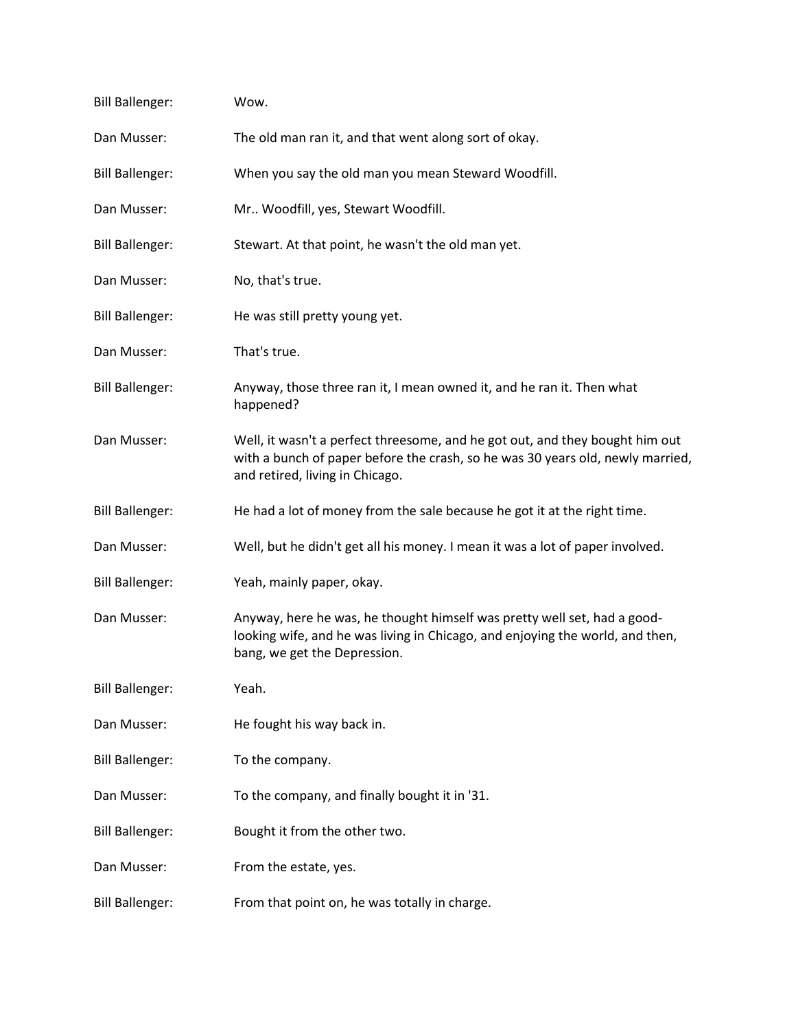Bill Ballenger: Wow.

Dan Musser: The old man ran it, and that went along sort of okay.

Bill Ballenger: When you say the old man you mean Steward Woodfill.

Dan Musser: Mr.. Woodfill, yes, Stewart Woodfill.

Bill Ballenger: Stewart. At that point, he wasn't the old man yet.

Dan Musser: No, that's true.

Bill Ballenger: He was still pretty young yet.

Dan Musser: That's true.

Bill Ballenger: Anyway, those three ran it, I mean owned it, and he ran it. Then what happened?

Dan Musser: Well, it wasn't a perfect threesome, and he got out, and they bought him out with a bunch of paper before the crash, so he was 30 years old, newly married, and retired, living in Chicago.

Bill Ballenger: He had a lot of money from the sale because he got it at the right time.

Dan Musser: Well, but he didn't get all his money. I mean it was a lot of paper involved.

Bill Ballenger: Yeah, mainly paper, okay.

Dan Musser: Anyway, here he was, he thought himself was pretty well set, had a good-looking wife, and he was living in Chicago, and enjoying the world, and then, bang, we get the Depression.

Bill Ballenger: Yeah.

Dan Musser: He fought his way back in.

Bill Ballenger: To the company.

Dan Musser: To the company, and finally bought it in '31.

Bill Ballenger: Bought it from the other two.

Dan Musser: From the estate, yes.

Bill Ballenger: From that point on, he was totally in charge.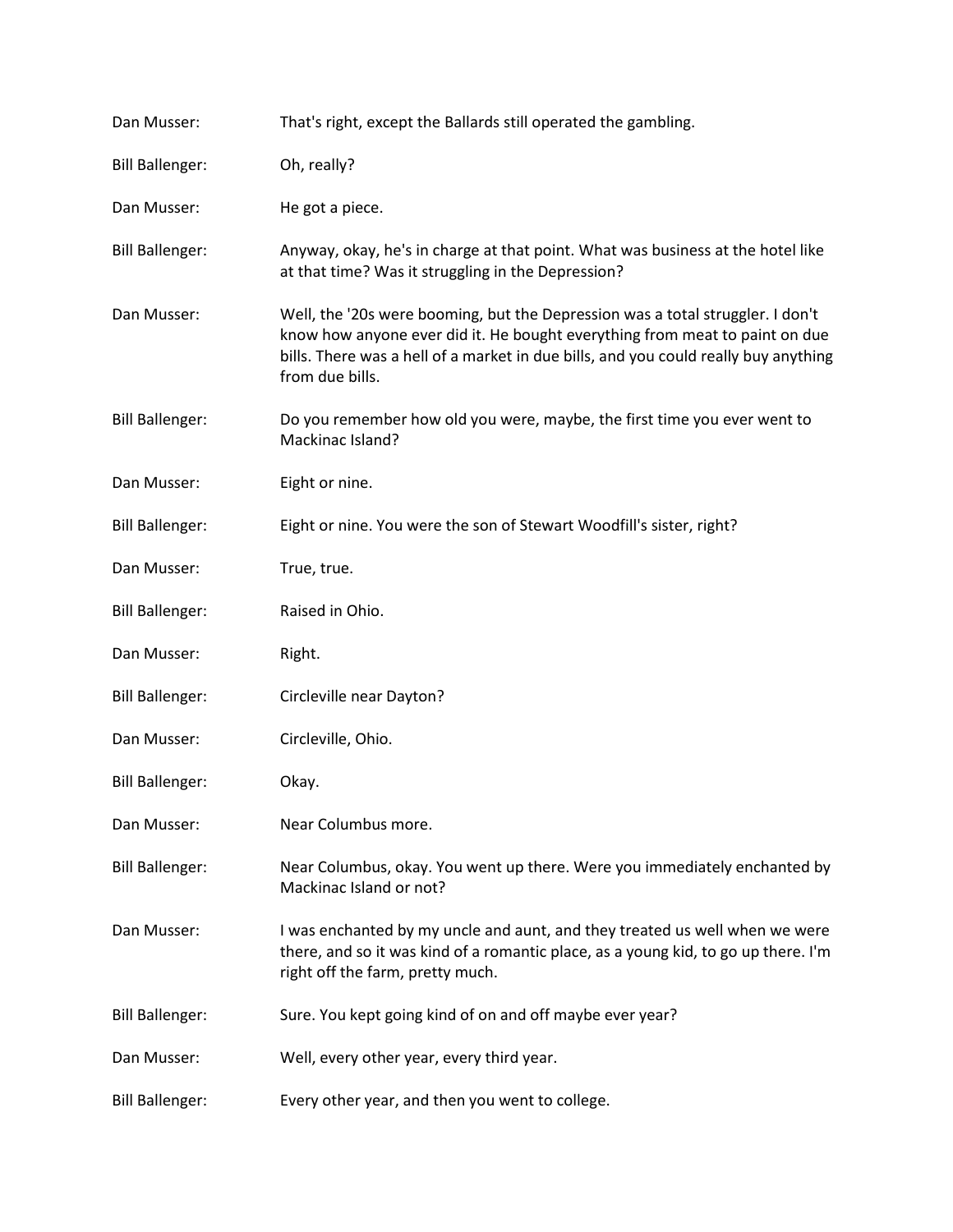Dan Musser: That's right, except the Ballards still operated the gambling.

Bill Ballenger: Oh, really?

Dan Musser: He got a piece.

Bill Ballenger: Anyway, okay, he's in charge at that point. What was business at the hotel like at that time? Was it struggling in the Depression?

Dan Musser: Well, the '20s were booming, but the Depression was a total struggler. I don't know how anyone ever did it. He bought everything from meat to paint on due bills. There was a hell of a market in due bills, and you could really buy anything from due bills.

Bill Ballenger: Do you remember how old you were, maybe, the first time you ever went to Mackinac Island?

Dan Musser: Eight or nine.

Bill Ballenger: Eight or nine. You were the son of Stewart Woodfill's sister, right?

Dan Musser: True, true.

Bill Ballenger: Raised in Ohio.

Dan Musser: Right.

Bill Ballenger: Circleville near Dayton?

Dan Musser: Circleville, Ohio.

Bill Ballenger: Okay.

Dan Musser: Near Columbus more.

Bill Ballenger: Near Columbus, okay. You went up there. Were you immediately enchanted by Mackinac Island or not?

Dan Musser: I was enchanted by my uncle and aunt, and they treated us well when we were there, and so it was kind of a romantic place, as a young kid, to go up there. I'm right off the farm, pretty much.

Bill Ballenger: Sure. You kept going kind of on and off maybe ever year?

Dan Musser: Well, every other year, every third year.

Bill Ballenger: Every other year, and then you went to college.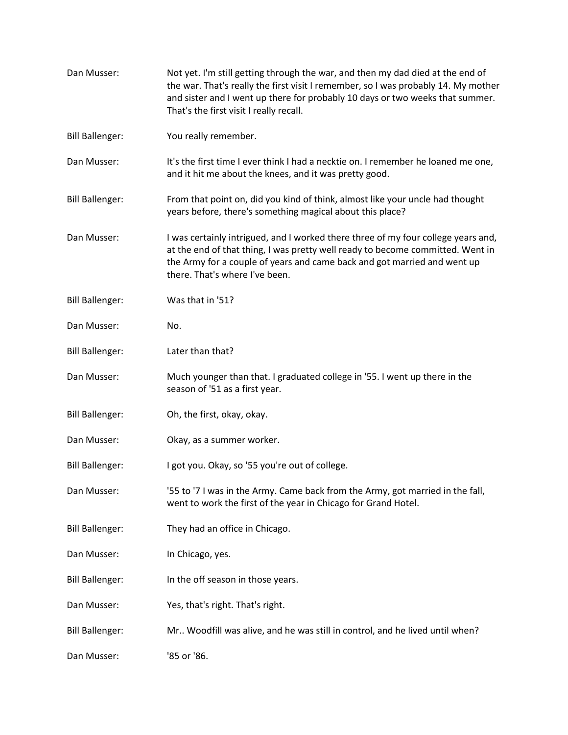Dan Musser: Not yet. I'm still getting through the war, and then my dad died at the end of the war. That's really the first visit I remember, so I was probably 14. My mother and sister and I went up there for probably 10 days or two weeks that summer. That's the first visit I really recall.

Bill Ballenger: You really remember.

Dan Musser: It's the first time I ever think I had a necktie on. I remember he loaned me one, and it hit me about the knees, and it was pretty good.

Bill Ballenger: From that point on, did you kind of think, almost like your uncle had thought years before, there's something magical about this place?

Dan Musser: I was certainly intrigued, and I worked there three of my four college years and, at the end of that thing, I was pretty well ready to become committed. Went in the Army for a couple of years and came back and got married and went up there. That's where I've been.

Bill Ballenger: Was that in '51?

Dan Musser: No.

Bill Ballenger: Later than that?

Dan Musser: Much younger than that. I graduated college in '55. I went up there in the season of '51 as a first year.

Bill Ballenger: Oh, the first, okay, okay.

Dan Musser: Okay, as a summer worker.

Bill Ballenger: I got you. Okay, so '55 you're out of college.

Dan Musser: '55 to '7 I was in the Army. Came back from the Army, got married in the fall, went to work the first of the year in Chicago for Grand Hotel.

Bill Ballenger: They had an office in Chicago.

Dan Musser: In Chicago, yes.

Bill Ballenger: In the off season in those years.

Dan Musser: Yes, that's right. That's right.

Bill Ballenger: Mr.. Woodfill was alive, and he was still in control, and he lived until when?

Dan Musser: '85 or '86.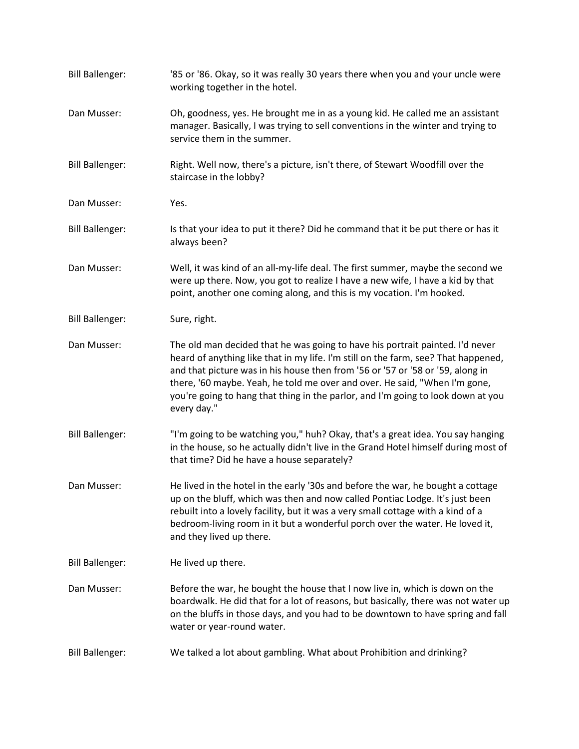**Bill Ballenger:** '85 or '86. Okay, so it was really 30 years there when you and your uncle were working together in the hotel.

**Dan Musser:** Oh, goodness, yes. He brought me in as a young kid. He called me an assistant manager. Basically, I was trying to sell conventions in the winter and trying to service them in the summer.

**Bill Ballenger:** Right. Well now, there's a picture, isn't there, of Stewart Woodfill over the staircase in the lobby?

**Dan Musser:** Yes.

**Bill Ballenger:** Is that your idea to put it there? Did he command that it be put there or has it always been?

**Dan Musser:** Well, it was kind of an all-my-life deal. The first summer, maybe the second we were up there. Now, you got to realize I have a new wife, I have a kid by that point, another one coming along, and this is my vocation. I'm hooked.

**Bill Ballenger:** Sure, right.

**Dan Musser:** The old man decided that he was going to have his portrait painted. I'd never heard of anything like that in my life. I'm still on the farm, see? That happened, and that picture was in his house then from '56 or '57 or '58 or '59, along in there, '60 maybe. Yeah, he told me over and over. He said, "When I'm gone, you're going to hang that thing in the parlor, and I'm going to look down at you every day."

**Bill Ballenger:** "I'm going to be watching you," huh? Okay, that's a great idea. You say hanging in the house, so he actually didn't live in the Grand Hotel himself during most of that time? Did he have a house separately?

**Dan Musser:** He lived in the hotel in the early '30s and before the war, he bought a cottage up on the bluff, which was then and now called Pontiac Lodge. It's just been rebuilt into a lovely facility, but it was a very small cottage with a kind of a bedroom-living room in it but a wonderful porch over the water. He loved it, and they lived up there.

**Bill Ballenger:** He lived up there.

**Dan Musser:** Before the war, he bought the house that I now live in, which is down on the boardwalk. He did that for a lot of reasons, but basically, there was not water up on the bluffs in those days, and you had to be downtown to have spring and fall water or year-round water.

**Bill Ballenger:** We talked a lot about gambling. What about Prohibition and drinking?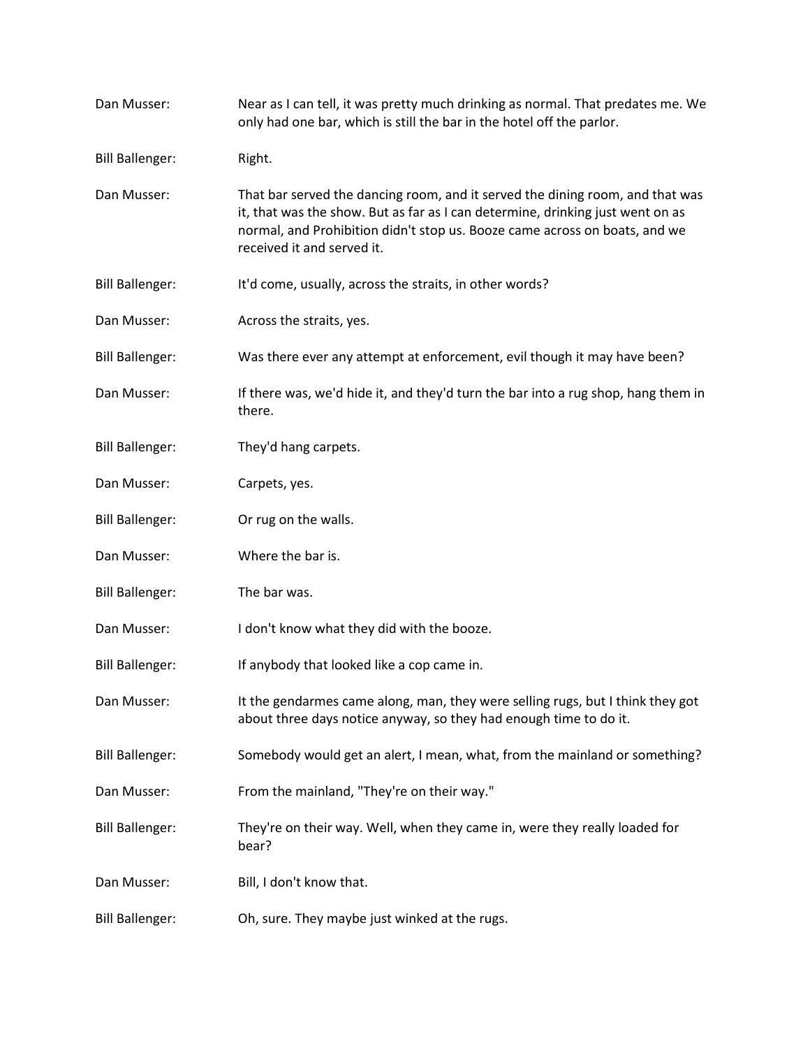Dan Musser: Near as I can tell, it was pretty much drinking as normal. That predates me. We only had one bar, which is still the bar in the hotel off the parlor.

Bill Ballenger: Right.

Dan Musser: That bar served the dancing room, and it served the dining room, and that was it, that was the show. But as far as I can determine, drinking just went on as normal, and Prohibition didn't stop us. Booze came across on boats, and we received it and served it.

Bill Ballenger: It'd come, usually, across the straits, in other words?

Dan Musser: Across the straits, yes.

Bill Ballenger: Was there ever any attempt at enforcement, evil though it may have been?

Dan Musser: If there was, we'd hide it, and they'd turn the bar into a rug shop, hang them in there.

Bill Ballenger: They'd hang carpets.

Dan Musser: Carpets, yes.

Bill Ballenger: Or rug on the walls.

Dan Musser: Where the bar is.

Bill Ballenger: The bar was.

Dan Musser: I don't know what they did with the booze.

Bill Ballenger: If anybody that looked like a cop came in.

Dan Musser: It the gendarmes came along, man, they were selling rugs, but I think they got about three days notice anyway, so they had enough time to do it.

Bill Ballenger: Somebody would get an alert, I mean, what, from the mainland or something?

Dan Musser: From the mainland, "They're on their way."

Bill Ballenger: They're on their way. Well, when they came in, were they really loaded for bear?

Dan Musser: Bill, I don't know that.

Bill Ballenger: Oh, sure. They maybe just winked at the rugs.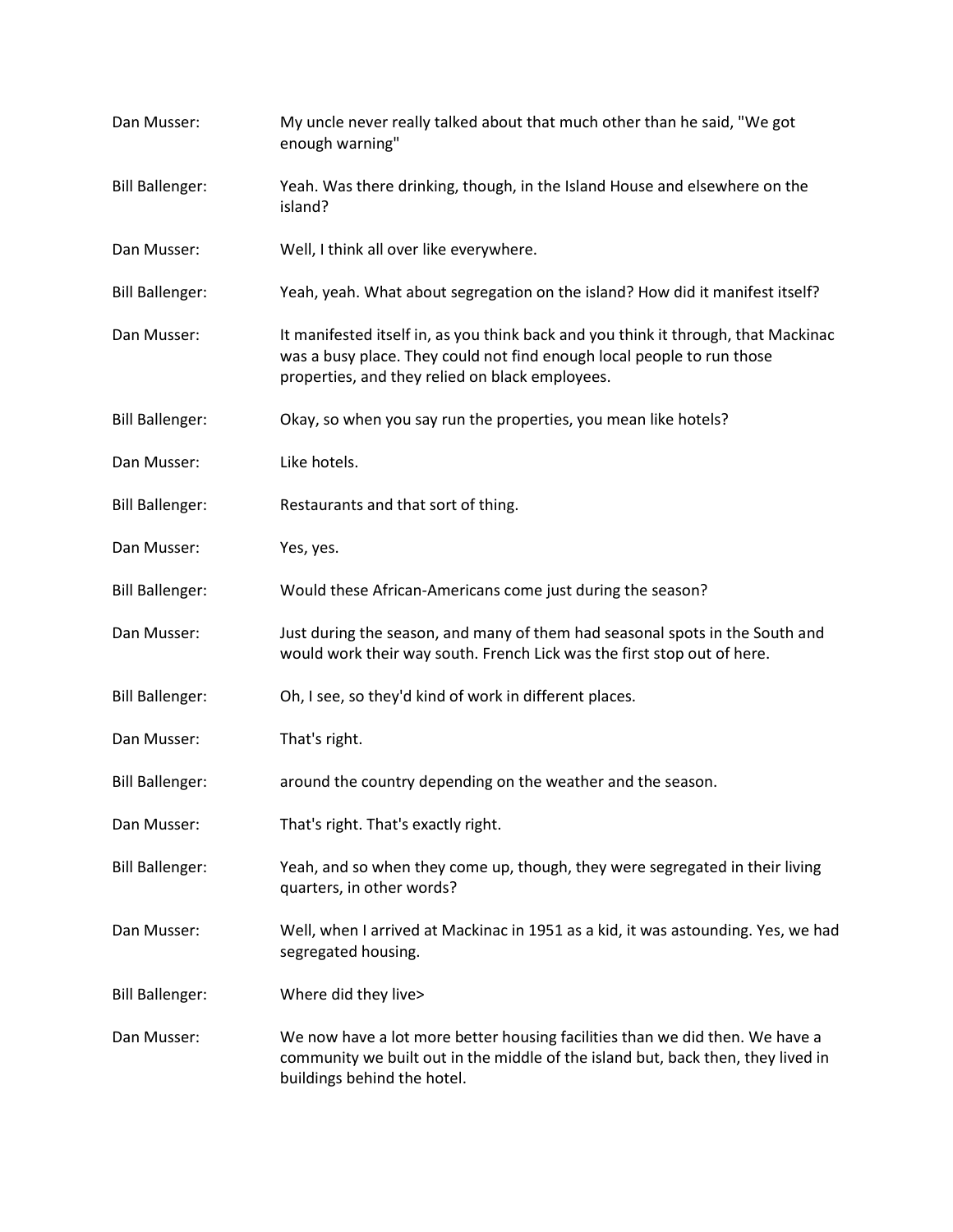Dan Musser: My uncle never really talked about that much other than he said, "We got enough warning"

Bill Ballenger: Yeah. Was there drinking, though, in the Island House and elsewhere on the island?

Dan Musser: Well, I think all over like everywhere.

Bill Ballenger: Yeah, yeah. What about segregation on the island? How did it manifest itself?

Dan Musser: It manifested itself in, as you think back and you think it through, that Mackinac was a busy place. They could not find enough local people to run those properties, and they relied on black employees.

Bill Ballenger: Okay, so when you say run the properties, you mean like hotels?

Dan Musser: Like hotels.

Bill Ballenger: Restaurants and that sort of thing.

Dan Musser: Yes, yes.

Bill Ballenger: Would these African-Americans come just during the season?

Dan Musser: Just during the season, and many of them had seasonal spots in the South and would work their way south. French Lick was the first stop out of here.

Bill Ballenger: Oh, I see, so they'd kind of work in different places.

Dan Musser: That's right.

Bill Ballenger: around the country depending on the weather and the season.

Dan Musser: That's right. That's exactly right.

Bill Ballenger: Yeah, and so when they come up, though, they were segregated in their living quarters, in other words?

Dan Musser: Well, when I arrived at Mackinac in 1951 as a kid, it was astounding. Yes, we had segregated housing.

Bill Ballenger: Where did they live>

Dan Musser: We now have a lot more better housing facilities than we did then. We have a community we built out in the middle of the island but, back then, they lived in buildings behind the hotel.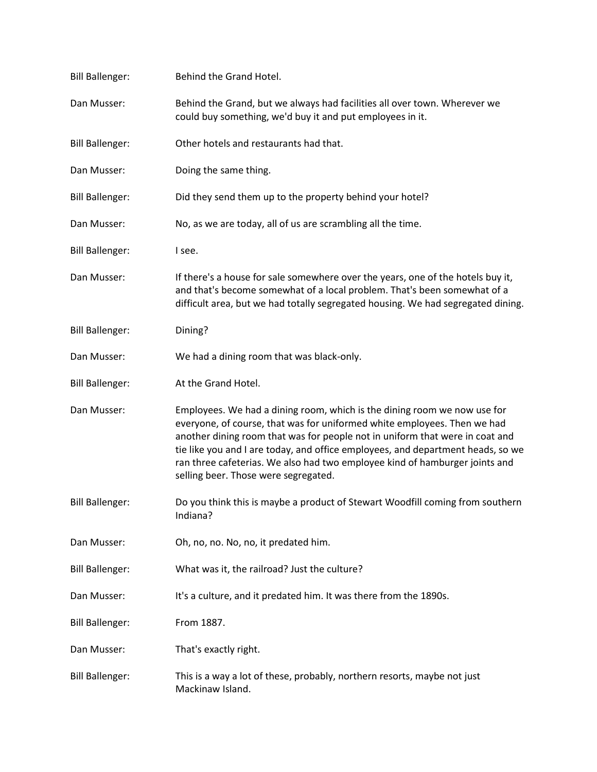Bill Ballenger: Behind the Grand Hotel.

Dan Musser: Behind the Grand, but we always had facilities all over town. Wherever we could buy something, we'd buy it and put employees in it.

Bill Ballenger: Other hotels and restaurants had that.

Dan Musser: Doing the same thing.

Bill Ballenger: Did they send them up to the property behind your hotel?

Dan Musser: No, as we are today, all of us are scrambling all the time.

Bill Ballenger: I see.

Dan Musser: If there's a house for sale somewhere over the years, one of the hotels buy it, and that's become somewhat of a local problem. That's been somewhat of a difficult area, but we had totally segregated housing. We had segregated dining.

Bill Ballenger: Dining?

Dan Musser: We had a dining room that was black-only.

Bill Ballenger: At the Grand Hotel.

Dan Musser: Employees. We had a dining room, which is the dining room we now use for everyone, of course, that was for uniformed white employees. Then we had another dining room that was for people not in uniform that were in coat and tie like you and I are today, and office employees, and department heads, so we ran three cafeterias. We also had two employee kind of hamburger joints and selling beer. Those were segregated.

Bill Ballenger: Do you think this is maybe a product of Stewart Woodfill coming from southern Indiana?

Dan Musser: Oh, no, no. No, no, it predated him.

Bill Ballenger: What was it, the railroad? Just the culture?

Dan Musser: It's a culture, and it predated him. It was there from the 1890s.

Bill Ballenger: From 1887.

Dan Musser: That's exactly right.

Bill Ballenger: This is a way a lot of these, probably, northern resorts, maybe not just Mackinaw Island.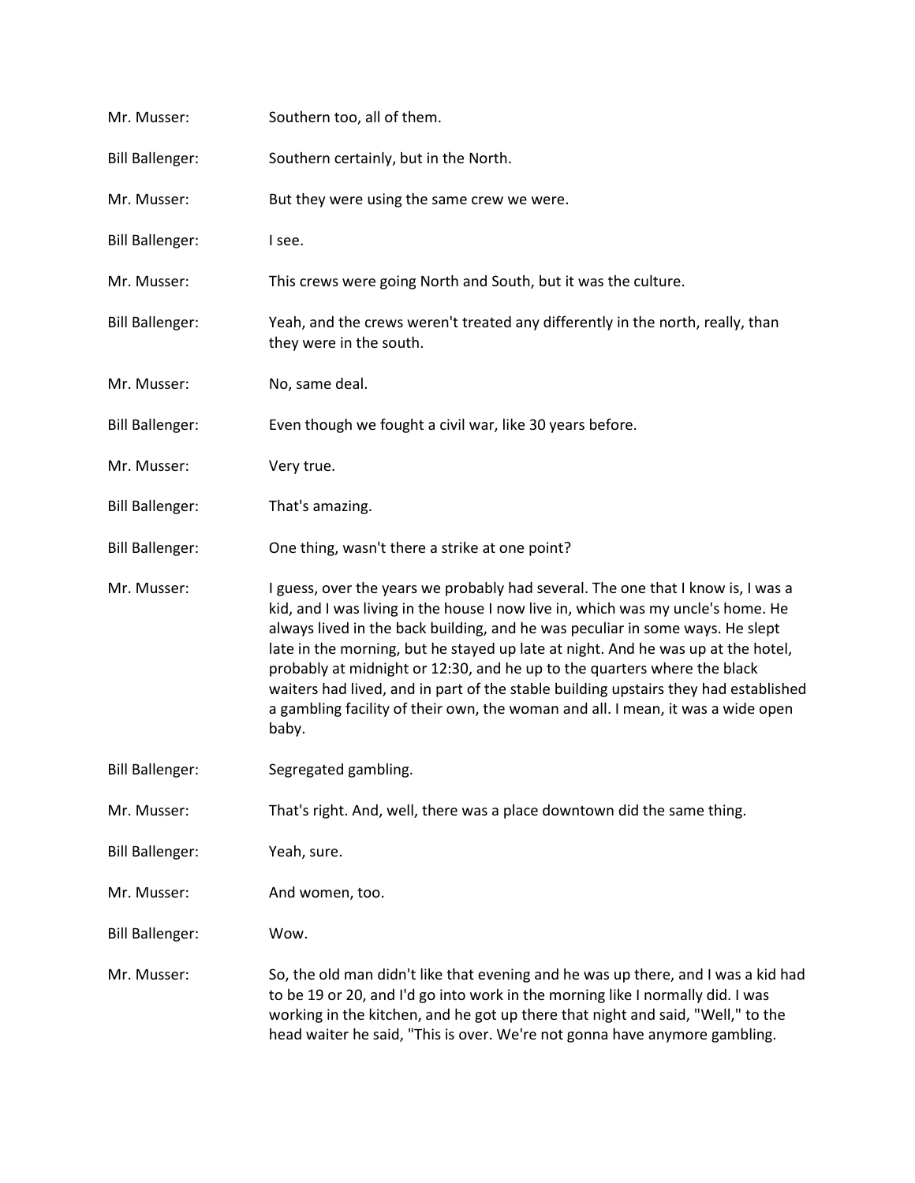Mr. Musser: Southern too, all of them.

Bill Ballenger: Southern certainly, but in the North.

Mr. Musser: But they were using the same crew we were.

Bill Ballenger: I see.

Mr. Musser: This crews were going North and South, but it was the culture.

Bill Ballenger: Yeah, and the crews weren't treated any differently in the north, really, than they were in the south.

Mr. Musser: No, same deal.

Bill Ballenger: Even though we fought a civil war, like 30 years before.

Mr. Musser: Very true.

Bill Ballenger: That's amazing.

Bill Ballenger: One thing, wasn't there a strike at one point?

Mr. Musser: I guess, over the years we probably had several. The one that I know is, I was a kid, and I was living in the house I now live in, which was my uncle's home. He always lived in the back building, and he was peculiar in some ways. He slept late in the morning, but he stayed up late at night. And he was up at the hotel, probably at midnight or 12:30, and he up to the quarters where the black waiters had lived, and in part of the stable building upstairs they had established a gambling facility of their own, the woman and all. I mean, it was a wide open baby.

Bill Ballenger: Segregated gambling.

Mr. Musser: That's right. And, well, there was a place downtown did the same thing.

Bill Ballenger: Yeah, sure.

Mr. Musser: And women, too.

Bill Ballenger: Wow.

Mr. Musser: So, the old man didn't like that evening and he was up there, and I was a kid had to be 19 or 20, and I'd go into work in the morning like I normally did. I was working in the kitchen, and he got up there that night and said, "Well," to the head waiter he said, "This is over. We're not gonna have anymore gambling.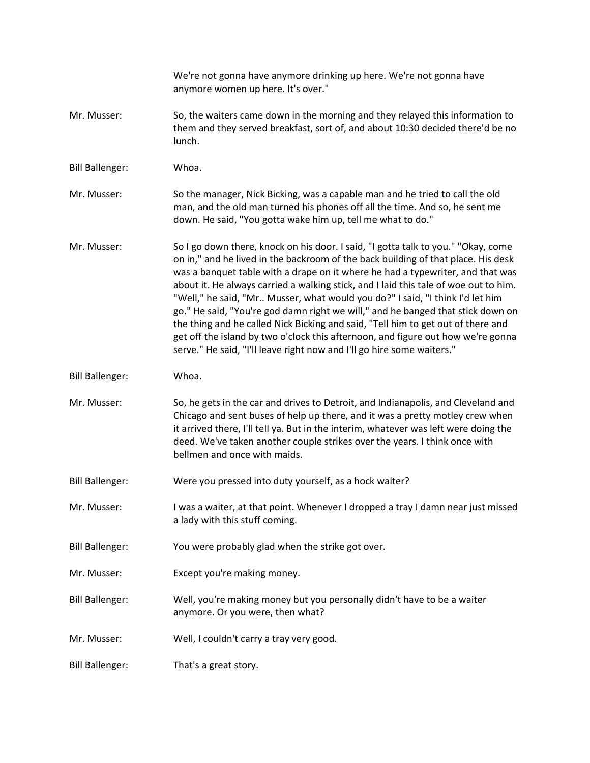We're not gonna have anymore drinking up here. We're not gonna have anymore women up here. It's over."

**Mr. Musser:** So, the waiters came down in the morning and they relayed this information to them and they served breakfast, sort of, and about 10:30 decided there'd be no lunch.

**Bill Ballenger:** Whoa.

**Mr. Musser:** So the manager, Nick Bicking, was a capable man and he tried to call the old man, and the old man turned his phones off all the time. And so, he sent me down. He said, "You gotta wake him up, tell me what to do."

**Mr. Musser:** So I go down there, knock on his door. I said, "I gotta talk to you." "Okay, come on in," and he lived in the backroom of the back building of that place. His desk was a banquet table with a drape on it where he had a typewriter, and that was about it. He always carried a walking stick, and I laid this tale of woe out to him. "Well," he said, "Mr.. Musser, what would you do?" I said, "I think I'd let him go." He said, "You're god damn right we will," and he banged that stick down on the thing and he called Nick Bicking and said, "Tell him to get out of there and get off the island by two o'clock this afternoon, and figure out how we're gonna serve." He said, "I'll leave right now and I'll go hire some waiters."

**Bill Ballenger:** Whoa.

**Mr. Musser:** So, he gets in the car and drives to Detroit, and Indianapolis, and Cleveland and Chicago and sent buses of help up there, and it was a pretty motley crew when it arrived there, I'll tell ya. But in the interim, whatever was left were doing the deed. We've taken another couple strikes over the years. I think once with bellmen and once with maids.

**Bill Ballenger:** Were you pressed into duty yourself, as a hock waiter?

**Mr. Musser:** I was a waiter, at that point. Whenever I dropped a tray I damn near just missed a lady with this stuff coming.

**Bill Ballenger:** You were probably glad when the strike got over.

**Mr. Musser:** Except you're making money.

**Bill Ballenger:** Well, you're making money but you personally didn't have to be a waiter anymore. Or you were, then what?

**Mr. Musser:** Well, I couldn't carry a tray very good.

**Bill Ballenger:** That's a great story.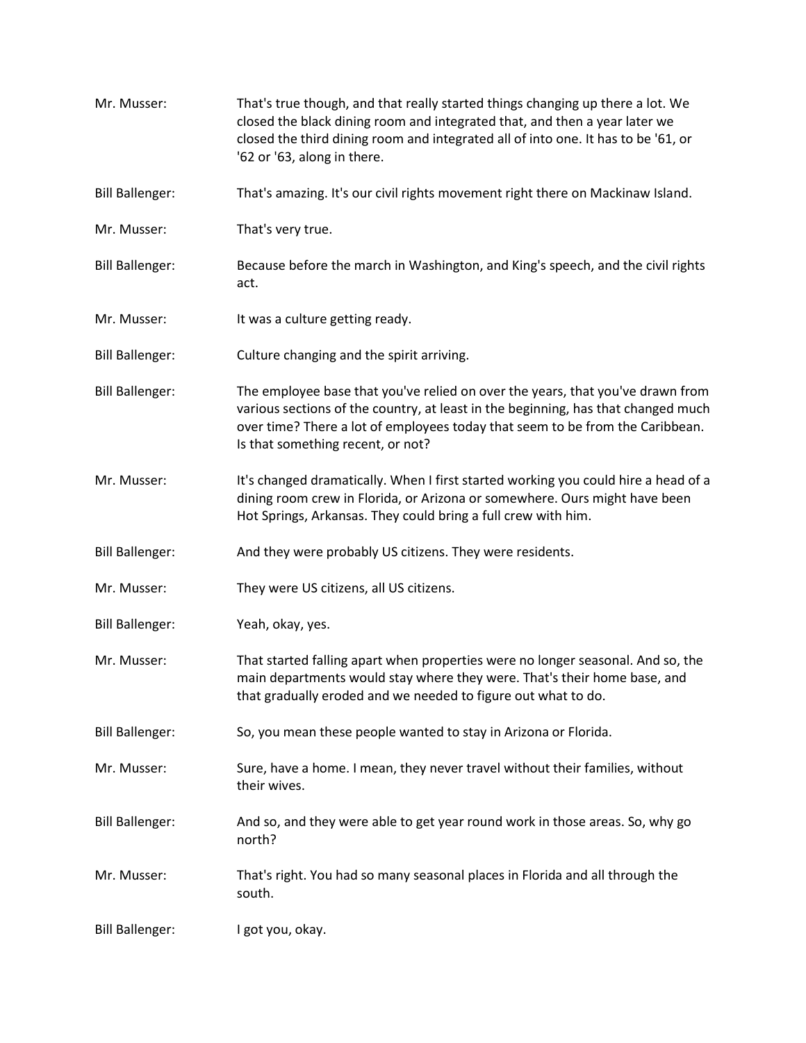Mr. Musser: That's true though, and that really started things changing up there a lot. We closed the black dining room and integrated that, and then a year later we closed the third dining room and integrated all of into one. It has to be '61, or '62 or '63, along in there.

Bill Ballenger: That's amazing. It's our civil rights movement right there on Mackinaw Island.

Mr. Musser: That's very true.

Bill Ballenger: Because before the march in Washington, and King's speech, and the civil rights act.

Mr. Musser: It was a culture getting ready.

Bill Ballenger: Culture changing and the spirit arriving.

Bill Ballenger: The employee base that you've relied on over the years, that you've drawn from various sections of the country, at least in the beginning, has that changed much over time? There a lot of employees today that seem to be from the Caribbean. Is that something recent, or not?

Mr. Musser: It's changed dramatically. When I first started working you could hire a head of a dining room crew in Florida, or Arizona or somewhere. Ours might have been Hot Springs, Arkansas. They could bring a full crew with him.

Bill Ballenger: And they were probably US citizens. They were residents.

Mr. Musser: They were US citizens, all US citizens.

Bill Ballenger: Yeah, okay, yes.

Mr. Musser: That started falling apart when properties were no longer seasonal. And so, the main departments would stay where they were. That's their home base, and that gradually eroded and we needed to figure out what to do.

Bill Ballenger: So, you mean these people wanted to stay in Arizona or Florida.

Mr. Musser: Sure, have a home. I mean, they never travel without their families, without their wives.

Bill Ballenger: And so, and they were able to get year round work in those areas. So, why go north?

Mr. Musser: That's right. You had so many seasonal places in Florida and all through the south.

Bill Ballenger: I got you, okay.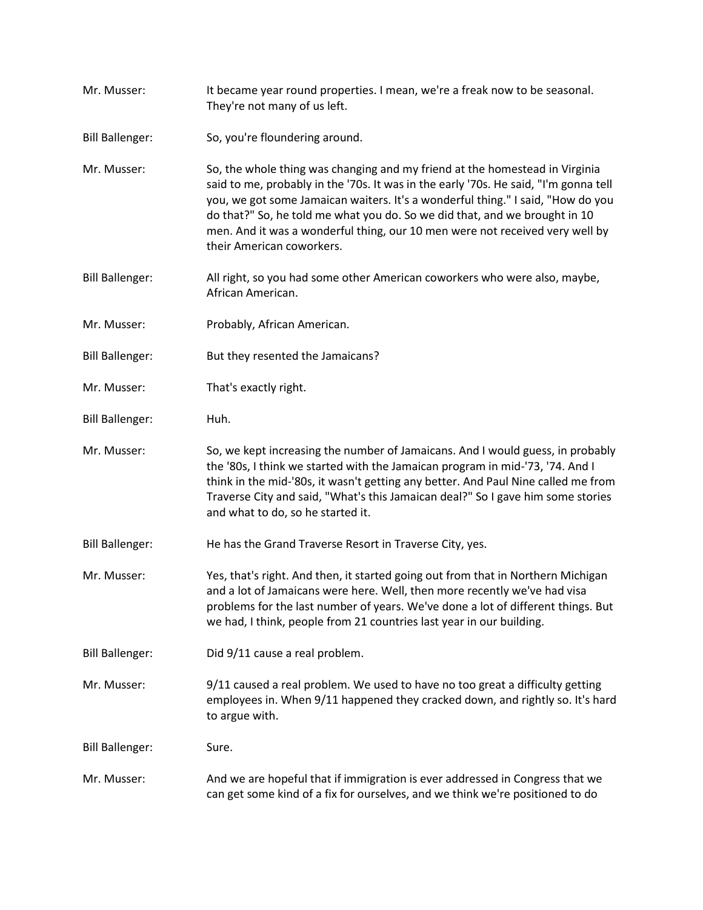Mr. Musser: It became year round properties. I mean, we're a freak now to be seasonal. They're not many of us left.

Bill Ballenger: So, you're floundering around.

Mr. Musser: So, the whole thing was changing and my friend at the homestead in Virginia said to me, probably in the '70s. It was in the early '70s. He said, "I'm gonna tell you, we got some Jamaican waiters. It's a wonderful thing." I said, "How do you do that?" So, he told me what you do. So we did that, and we brought in 10 men. And it was a wonderful thing, our 10 men were not received very well by their American coworkers.

Bill Ballenger: All right, so you had some other American coworkers who were also, maybe, African American.

Mr. Musser: Probably, African American.

Bill Ballenger: But they resented the Jamaicans?

Mr. Musser: That's exactly right.

Bill Ballenger: Huh.

Mr. Musser: So, we kept increasing the number of Jamaicans. And I would guess, in probably the '80s, I think we started with the Jamaican program in mid-'73, '74. And I think in the mid-'80s, it wasn't getting any better. And Paul Nine called me from Traverse City and said, "What's this Jamaican deal?" So I gave him some stories and what to do, so he started it.

Bill Ballenger: He has the Grand Traverse Resort in Traverse City, yes.

Mr. Musser: Yes, that's right. And then, it started going out from that in Northern Michigan and a lot of Jamaicans were here. Well, then more recently we've had visa problems for the last number of years. We've done a lot of different things. But we had, I think, people from 21 countries last year in our building.

Bill Ballenger: Did 9/11 cause a real problem.

Mr. Musser: 9/11 caused a real problem. We used to have no too great a difficulty getting employees in. When 9/11 happened they cracked down, and rightly so. It's hard to argue with.

Bill Ballenger: Sure.

Mr. Musser: And we are hopeful that if immigration is ever addressed in Congress that we can get some kind of a fix for ourselves, and we think we're positioned to do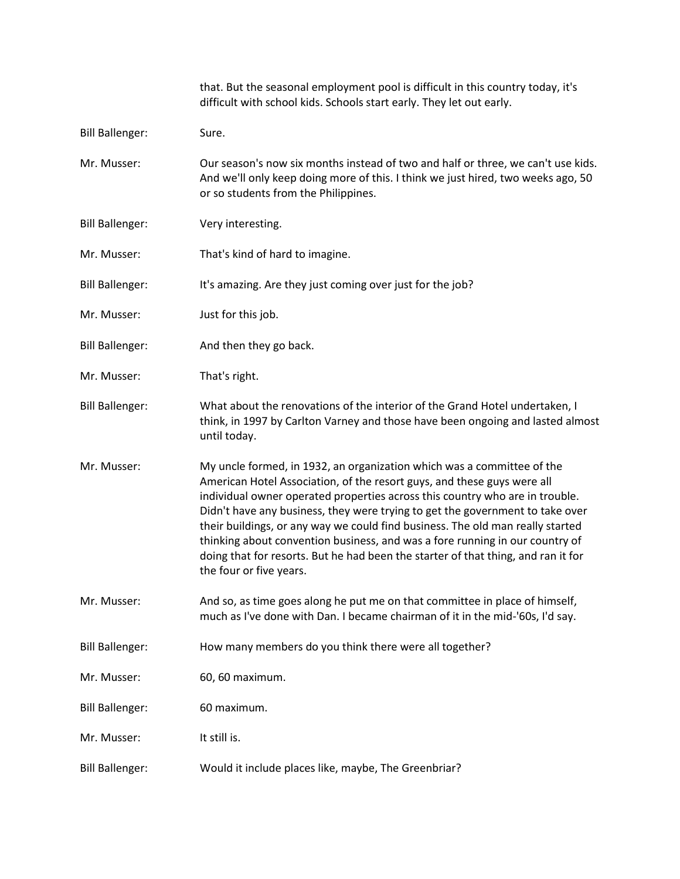that. But the seasonal employment pool is difficult in this country today, it's difficult with school kids. Schools start early. They let out early.

**Bill Ballenger:** Sure.

**Mr. Musser:** Our season's now six months instead of two and half or three, we can't use kids. And we'll only keep doing more of this. I think we just hired, two weeks ago, 50 or so students from the Philippines.

**Bill Ballenger:** Very interesting.

**Mr. Musser:** That's kind of hard to imagine.

**Bill Ballenger:** It's amazing. Are they just coming over just for the job?

**Mr. Musser:** Just for this job.

**Bill Ballenger:** And then they go back.

**Mr. Musser:** That's right.

**Bill Ballenger:** What about the renovations of the interior of the Grand Hotel undertaken, I think, in 1997 by Carlton Varney and those have been ongoing and lasted almost until today.

**Mr. Musser:** My uncle formed, in 1932, an organization which was a committee of the American Hotel Association, of the resort guys, and these guys were all individual owner operated properties across this country who are in trouble. Didn't have any business, they were trying to get the government to take over their buildings, or any way we could find business. The old man really started thinking about convention business, and was a fore running in our country of doing that for resorts. But he had been the starter of that thing, and ran it for the four or five years.

**Mr. Musser:** And so, as time goes along he put me on that committee in place of himself, much as I've done with Dan. I became chairman of it in the mid-'60s, I'd say.

**Bill Ballenger:** How many members do you think there were all together?

**Mr. Musser:** 60, 60 maximum.

**Bill Ballenger:** 60 maximum.

**Mr. Musser:** It still is.

**Bill Ballenger:** Would it include places like, maybe, The Greenbriar?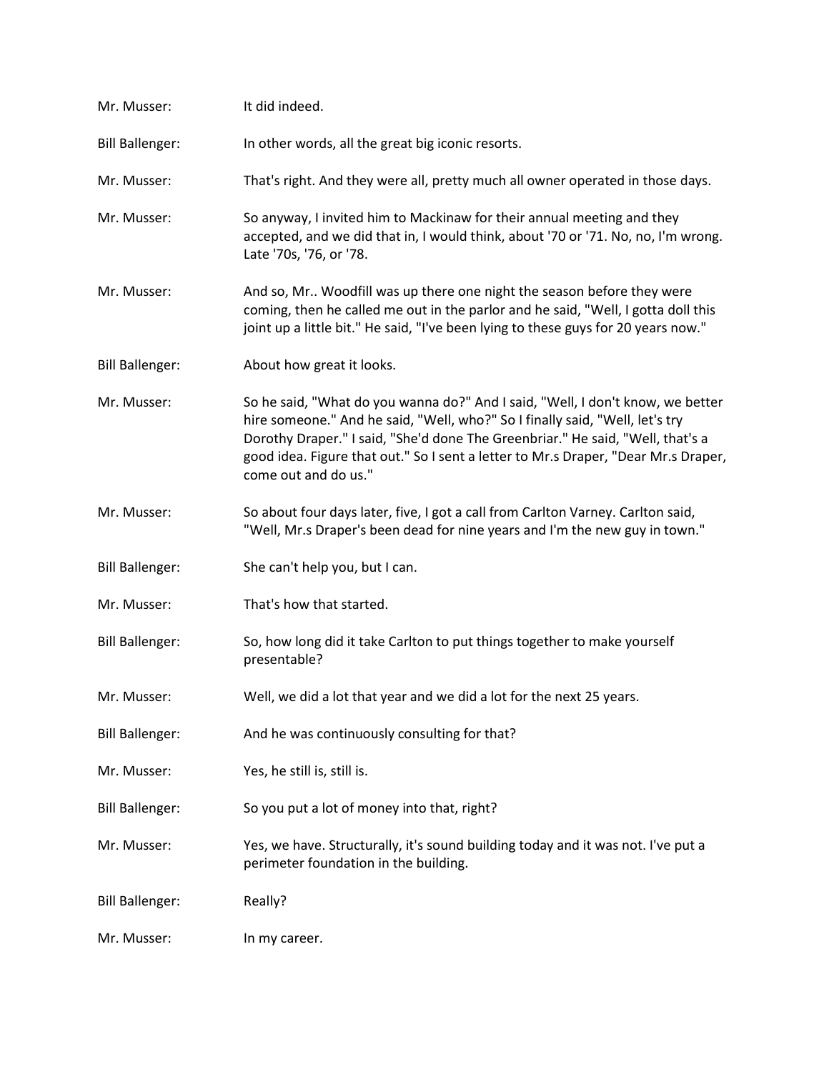Mr. Musser: It did indeed.

Bill Ballenger: In other words, all the great big iconic resorts.

Mr. Musser: That's right. And they were all, pretty much all owner operated in those days.

Mr. Musser: So anyway, I invited him to Mackinaw for their annual meeting and they accepted, and we did that in, I would think, about '70 or '71. No, no, I'm wrong. Late '70s, '76, or '78.

Mr. Musser: And so, Mr.. Woodfill was up there one night the season before they were coming, then he called me out in the parlor and he said, "Well, I gotta doll this joint up a little bit." He said, "I've been lying to these guys for 20 years now."

Bill Ballenger: About how great it looks.

Mr. Musser: So he said, "What do you wanna do?" And I said, "Well, I don't know, we better hire someone." And he said, "Well, who?" So I finally said, "Well, let's try Dorothy Draper." I said, "She'd done The Greenbriar." He said, "Well, that's a good idea. Figure that out." So I sent a letter to Mr.s Draper, "Dear Mr.s Draper, come out and do us."

Mr. Musser: So about four days later, five, I got a call from Carlton Varney. Carlton said, "Well, Mr.s Draper's been dead for nine years and I'm the new guy in town."

Bill Ballenger: She can't help you, but I can.

Mr. Musser: That's how that started.

Bill Ballenger: So, how long did it take Carlton to put things together to make yourself presentable?

Mr. Musser: Well, we did a lot that year and we did a lot for the next 25 years.

Bill Ballenger: And he was continuously consulting for that?

Mr. Musser: Yes, he still is, still is.

Bill Ballenger: So you put a lot of money into that, right?

Mr. Musser: Yes, we have. Structurally, it's sound building today and it was not. I've put a perimeter foundation in the building.

Bill Ballenger: Really?

Mr. Musser: In my career.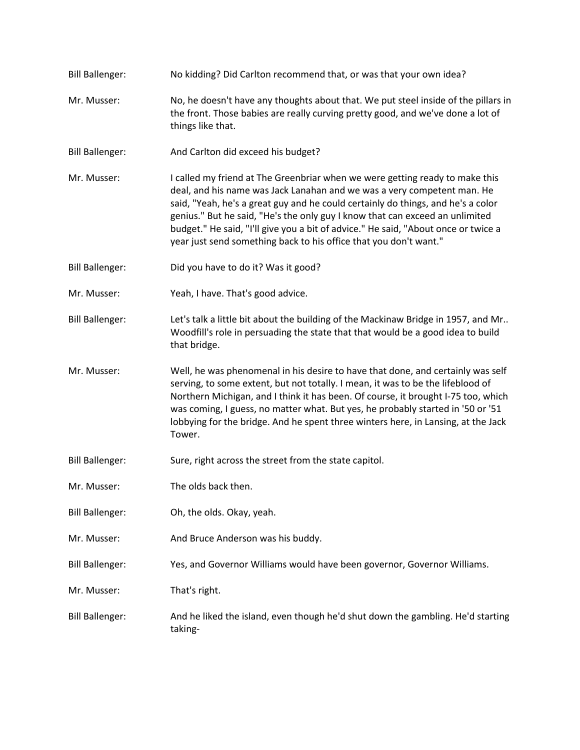Bill Ballenger: No kidding? Did Carlton recommend that, or was that your own idea?

Mr. Musser: No, he doesn't have any thoughts about that. We put steel inside of the pillars in the front. Those babies are really curving pretty good, and we've done a lot of things like that.

Bill Ballenger: And Carlton did exceed his budget?

Mr. Musser: I called my friend at The Greenbriar when we were getting ready to make this deal, and his name was Jack Lanahan and we was a very competent man. He said, "Yeah, he's a great guy and he could certainly do things, and he's a color genius." But he said, "He's the only guy I know that can exceed an unlimited budget." He said, "I'll give you a bit of advice." He said, "About once or twice a year just send something back to his office that you don't want."

Bill Ballenger: Did you have to do it? Was it good?

Mr. Musser: Yeah, I have. That's good advice.

Bill Ballenger: Let's talk a little bit about the building of the Mackinaw Bridge in 1957, and Mr.. Woodfill's role in persuading the state that that would be a good idea to build that bridge.

Mr. Musser: Well, he was phenomenal in his desire to have that done, and certainly was self serving, to some extent, but not totally. I mean, it was to be the lifeblood of Northern Michigan, and I think it has been. Of course, it brought I-75 too, which was coming, I guess, no matter what. But yes, he probably started in '50 or '51 lobbying for the bridge. And he spent three winters here, in Lansing, at the Jack Tower.

Bill Ballenger: Sure, right across the street from the state capitol.

Mr. Musser: The olds back then.

Bill Ballenger: Oh, the olds. Okay, yeah.

Mr. Musser: And Bruce Anderson was his buddy.

Bill Ballenger: Yes, and Governor Williams would have been governor, Governor Williams.

Mr. Musser: That's right.

Bill Ballenger: And he liked the island, even though he'd shut down the gambling. He'd starting taking-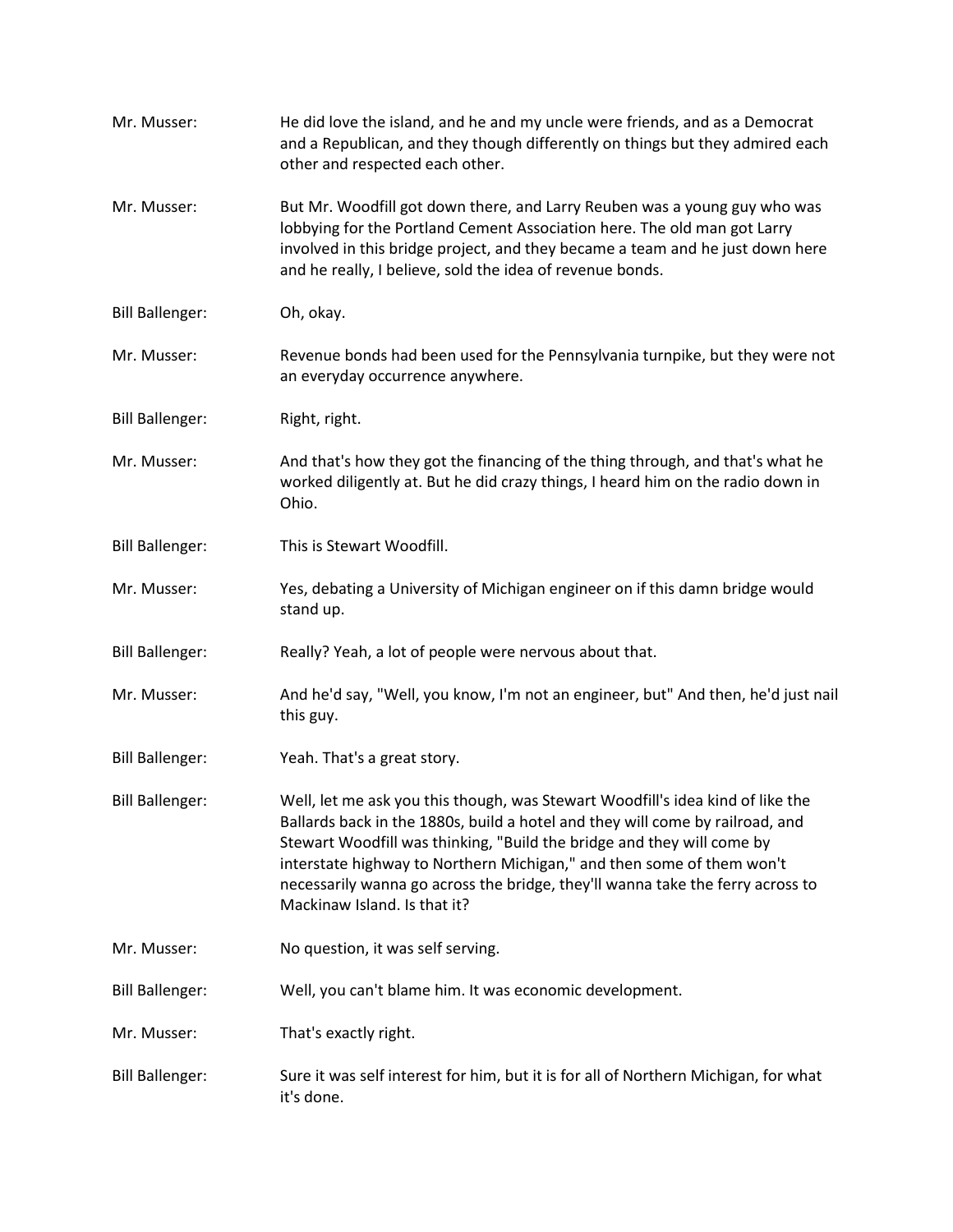Mr. Musser: He did love the island, and he and my uncle were friends, and as a Democrat and a Republican, and they though differently on things but they admired each other and respected each other.

Mr. Musser: But Mr. Woodfill got down there, and Larry Reuben was a young guy who was lobbying for the Portland Cement Association here. The old man got Larry involved in this bridge project, and they became a team and he just down here and he really, I believe, sold the idea of revenue bonds.

Bill Ballenger: Oh, okay.

Mr. Musser: Revenue bonds had been used for the Pennsylvania turnpike, but they were not an everyday occurrence anywhere.

Bill Ballenger: Right, right.

Mr. Musser: And that's how they got the financing of the thing through, and that's what he worked diligently at. But he did crazy things, I heard him on the radio down in Ohio.

Bill Ballenger: This is Stewart Woodfill.

Mr. Musser: Yes, debating a University of Michigan engineer on if this damn bridge would stand up.

Bill Ballenger: Really? Yeah, a lot of people were nervous about that.

Mr. Musser: And he'd say, "Well, you know, I'm not an engineer, but" And then, he'd just nail this guy.

Bill Ballenger: Yeah. That's a great story.

Bill Ballenger: Well, let me ask you this though, was Stewart Woodfill's idea kind of like the Ballards back in the 1880s, build a hotel and they will come by railroad, and Stewart Woodfill was thinking, "Build the bridge and they will come by interstate highway to Northern Michigan," and then some of them won't necessarily wanna go across the bridge, they'll wanna take the ferry across to Mackinaw Island. Is that it?

Mr. Musser: No question, it was self serving.

Bill Ballenger: Well, you can't blame him. It was economic development.

Mr. Musser: That's exactly right.

Bill Ballenger: Sure it was self interest for him, but it is for all of Northern Michigan, for what it's done.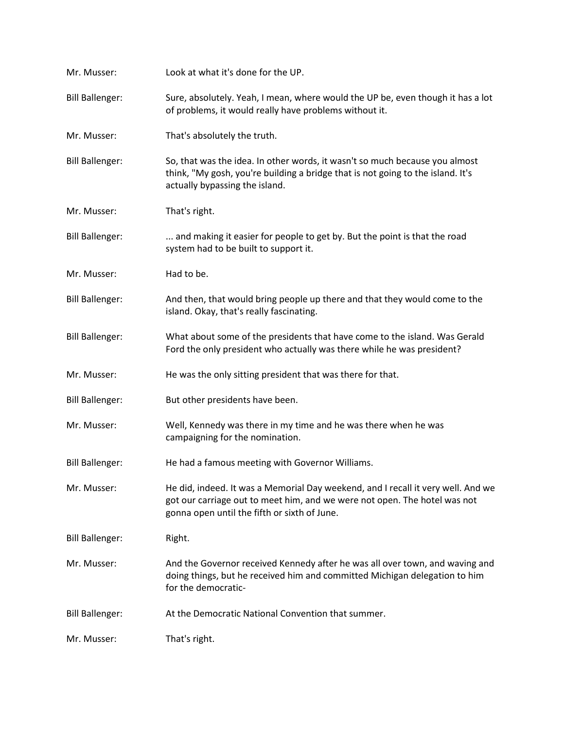Mr. Musser: Look at what it's done for the UP.

Bill Ballenger: Sure, absolutely. Yeah, I mean, where would the UP be, even though it has a lot of problems, it would really have problems without it.

Mr. Musser: That's absolutely the truth.

Bill Ballenger: So, that was the idea. In other words, it wasn't so much because you almost think, "My gosh, you're building a bridge that is not going to the island. It's actually bypassing the island.

Mr. Musser: That's right.

Bill Ballenger: ... and making it easier for people to get by. But the point is that the road system had to be built to support it.

Mr. Musser: Had to be.

Bill Ballenger: And then, that would bring people up there and that they would come to the island. Okay, that's really fascinating.

Bill Ballenger: What about some of the presidents that have come to the island. Was Gerald Ford the only president who actually was there while he was president?

Mr. Musser: He was the only sitting president that was there for that.

Bill Ballenger: But other presidents have been.

Mr. Musser: Well, Kennedy was there in my time and he was there when he was campaigning for the nomination.

Bill Ballenger: He had a famous meeting with Governor Williams.

Mr. Musser: He did, indeed. It was a Memorial Day weekend, and I recall it very well. And we got our carriage out to meet him, and we were not open. The hotel was not gonna open until the fifth or sixth of June.

Bill Ballenger: Right.

Mr. Musser: And the Governor received Kennedy after he was all over town, and waving and doing things, but he received him and committed Michigan delegation to him for the democratic-

Bill Ballenger: At the Democratic National Convention that summer.

Mr. Musser: That's right.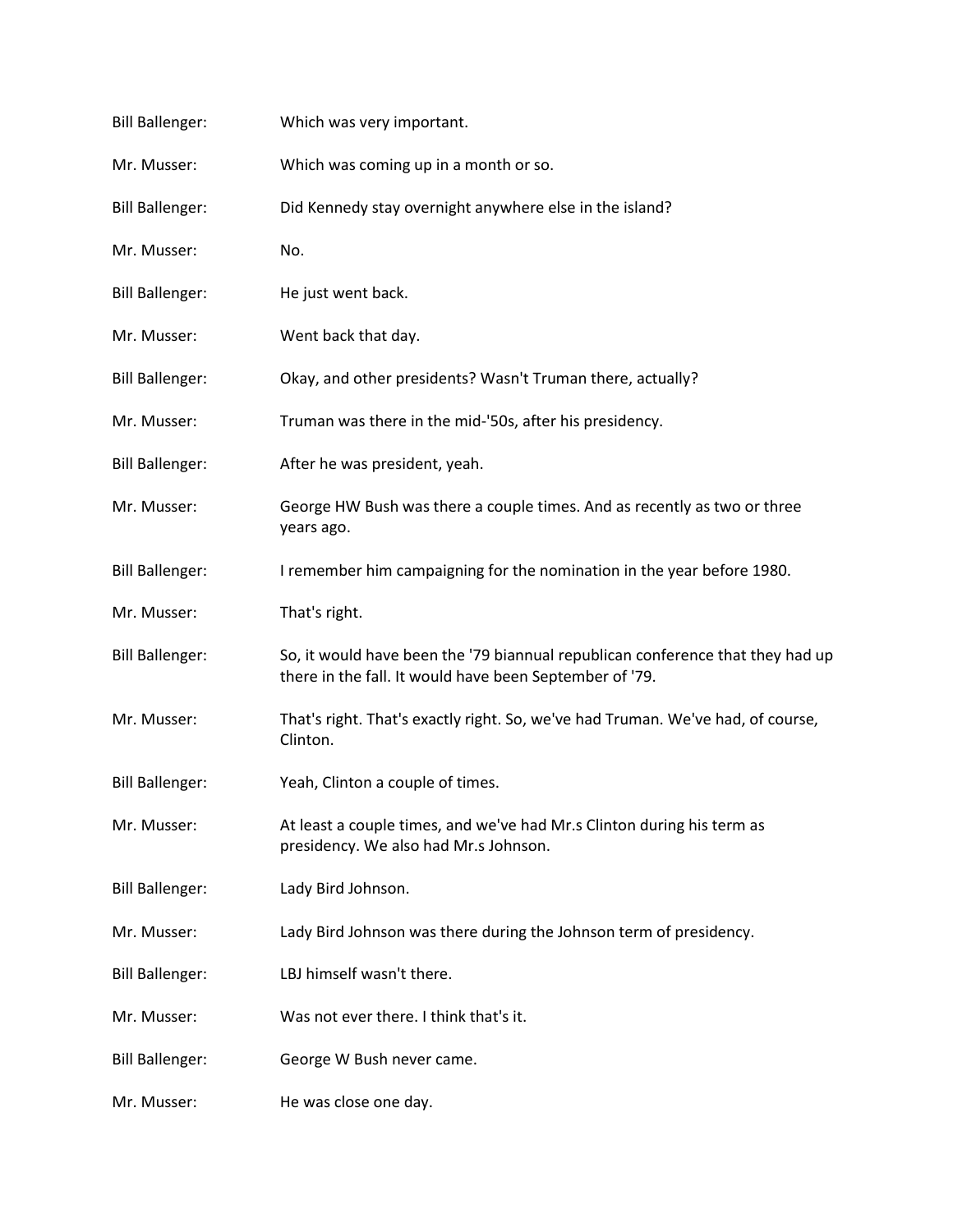Bill Ballenger: Which was very important.

Mr. Musser: Which was coming up in a month or so.

Bill Ballenger: Did Kennedy stay overnight anywhere else in the island?

Mr. Musser: No.

Bill Ballenger: He just went back.

Mr. Musser: Went back that day.

Bill Ballenger: Okay, and other presidents? Wasn't Truman there, actually?

Mr. Musser: Truman was there in the mid-'50s, after his presidency.

Bill Ballenger: After he was president, yeah.

Mr. Musser: George HW Bush was there a couple times. And as recently as two or three years ago.

Bill Ballenger: I remember him campaigning for the nomination in the year before 1980.

Mr. Musser: That's right.

Bill Ballenger: So, it would have been the '79 biannual republican conference that they had up there in the fall. It would have been September of '79.

Mr. Musser: That's right. That's exactly right. So, we've had Truman. We've had, of course, Clinton.

Bill Ballenger: Yeah, Clinton a couple of times.

Mr. Musser: At least a couple times, and we've had Mr.s Clinton during his term as presidency. We also had Mr.s Johnson.

Bill Ballenger: Lady Bird Johnson.

Mr. Musser: Lady Bird Johnson was there during the Johnson term of presidency.

Bill Ballenger: LBJ himself wasn't there.

Mr. Musser: Was not ever there. I think that's it.

Bill Ballenger: George W Bush never came.

Mr. Musser: He was close one day.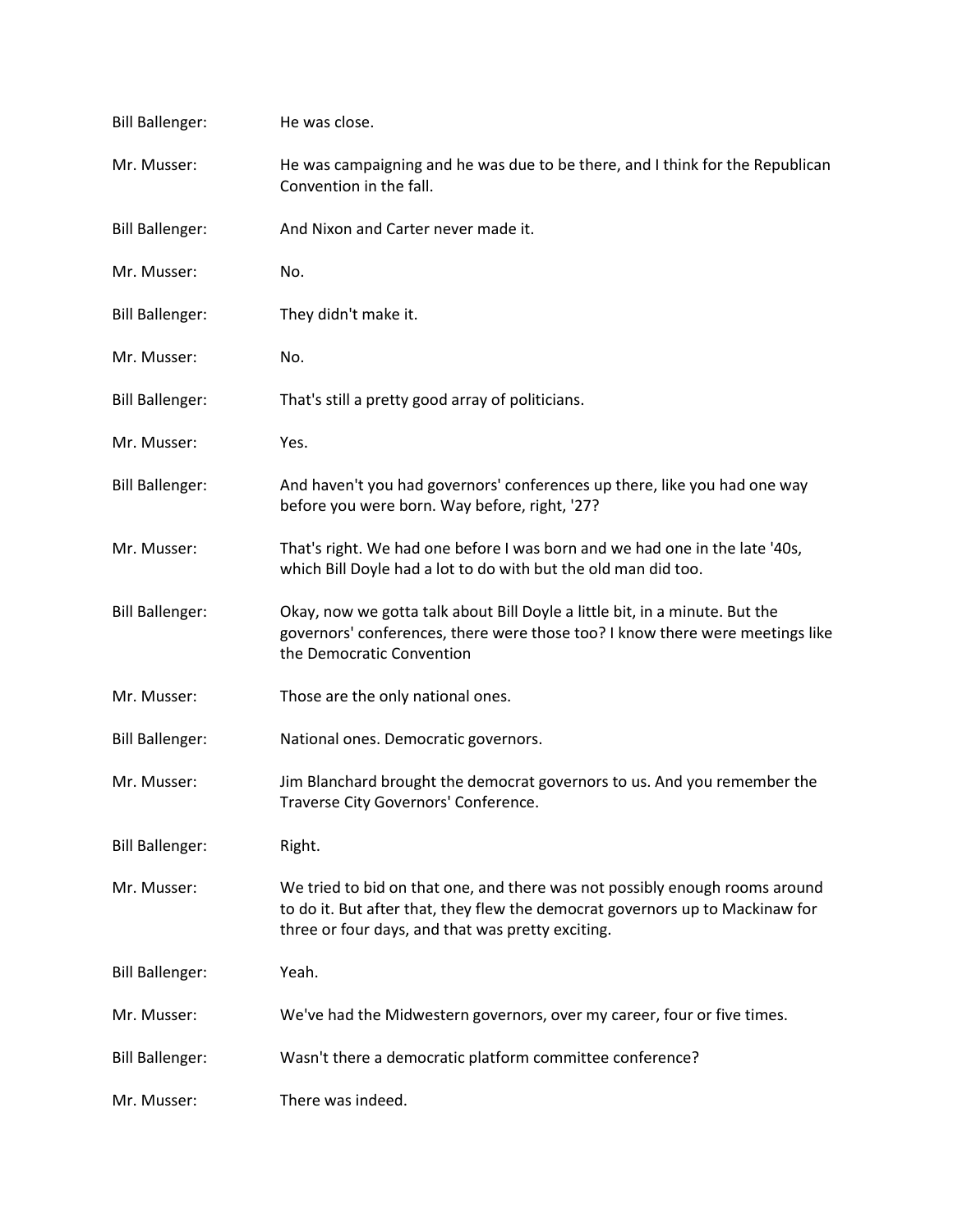Bill Ballenger: He was close.

Mr. Musser: He was campaigning and he was due to be there, and I think for the Republican Convention in the fall.

Bill Ballenger: And Nixon and Carter never made it.

Mr. Musser: No.

Bill Ballenger: They didn't make it.

Mr. Musser: No.

Bill Ballenger: That's still a pretty good array of politicians.

Mr. Musser: Yes.

Bill Ballenger: And haven't you had governors' conferences up there, like you had one way before you were born. Way before, right, '27?

Mr. Musser: That's right. We had one before I was born and we had one in the late '40s, which Bill Doyle had a lot to do with but the old man did too.

Bill Ballenger: Okay, now we gotta talk about Bill Doyle a little bit, in a minute. But the governors' conferences, there were those too? I know there were meetings like the Democratic Convention

Mr. Musser: Those are the only national ones.

Bill Ballenger: National ones. Democratic governors.

Mr. Musser: Jim Blanchard brought the democrat governors to us. And you remember the Traverse City Governors' Conference.

Bill Ballenger: Right.

Mr. Musser: We tried to bid on that one, and there was not possibly enough rooms around to do it. But after that, they flew the democrat governors up to Mackinaw for three or four days, and that was pretty exciting.

Bill Ballenger: Yeah.

Mr. Musser: We've had the Midwestern governors, over my career, four or five times.

Bill Ballenger: Wasn't there a democratic platform committee conference?

Mr. Musser: There was indeed.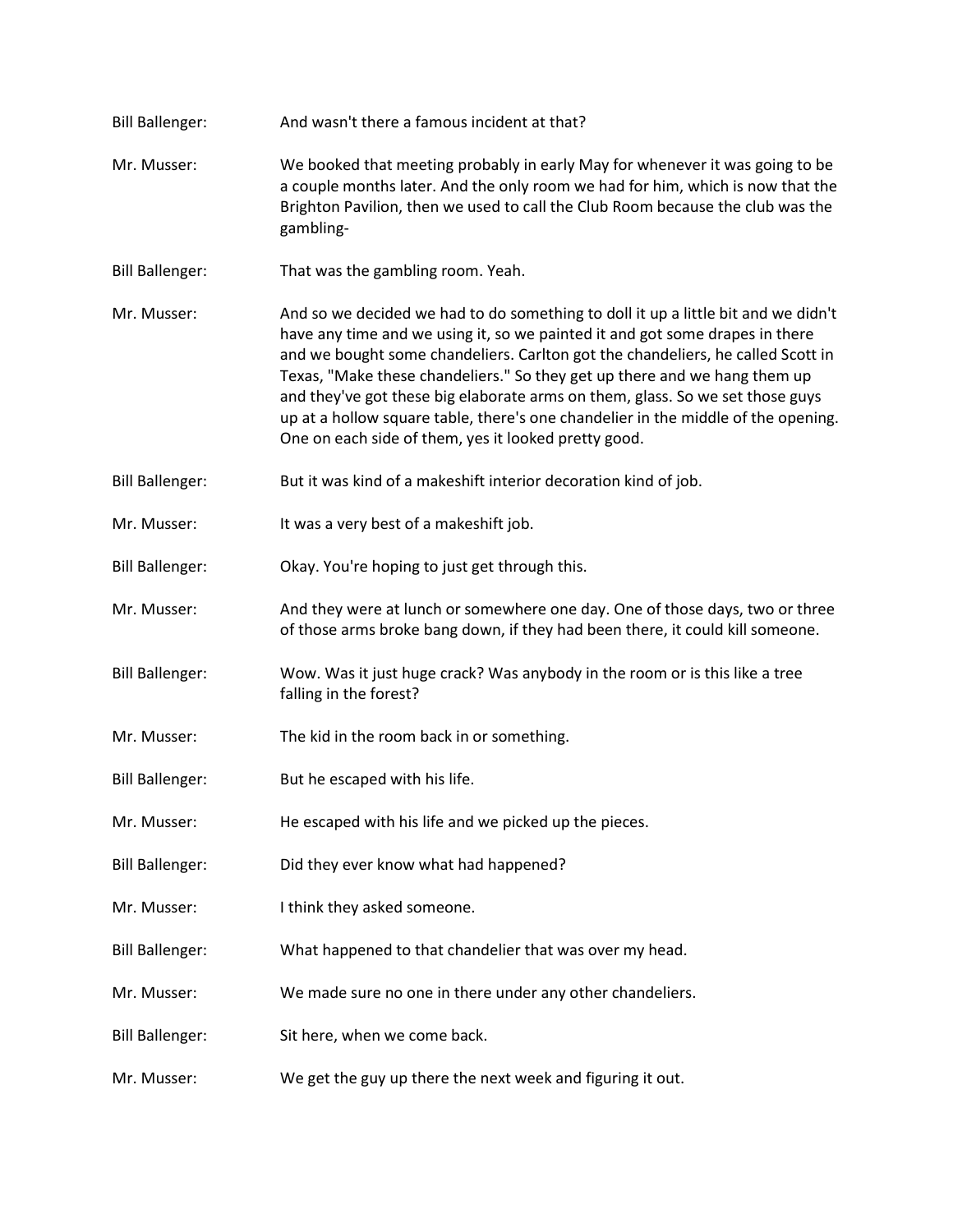Bill Ballenger: And wasn't there a famous incident at that?

Mr. Musser: We booked that meeting probably in early May for whenever it was going to be a couple months later. And the only room we had for him, which is now that the Brighton Pavilion, then we used to call the Club Room because the club was the gambling-

Bill Ballenger: That was the gambling room. Yeah.

Mr. Musser: And so we decided we had to do something to doll it up a little bit and we didn't have any time and we using it, so we painted it and got some drapes in there and we bought some chandeliers. Carlton got the chandeliers, he called Scott in Texas, "Make these chandeliers." So they get up there and we hang them up and they've got these big elaborate arms on them, glass. So we set those guys up at a hollow square table, there's one chandelier in the middle of the opening. One on each side of them, yes it looked pretty good.

Bill Ballenger: But it was kind of a makeshift interior decoration kind of job.

Mr. Musser: It was a very best of a makeshift job.

Bill Ballenger: Okay. You're hoping to just get through this.

Mr. Musser: And they were at lunch or somewhere one day. One of those days, two or three of those arms broke bang down, if they had been there, it could kill someone.

Bill Ballenger: Wow. Was it just huge crack? Was anybody in the room or is this like a tree falling in the forest?

Mr. Musser: The kid in the room back in or something.

Bill Ballenger: But he escaped with his life.

Mr. Musser: He escaped with his life and we picked up the pieces.

Bill Ballenger: Did they ever know what had happened?

Mr. Musser: I think they asked someone.

Bill Ballenger: What happened to that chandelier that was over my head.

Mr. Musser: We made sure no one in there under any other chandeliers.

Bill Ballenger: Sit here, when we come back.

Mr. Musser: We get the guy up there the next week and figuring it out.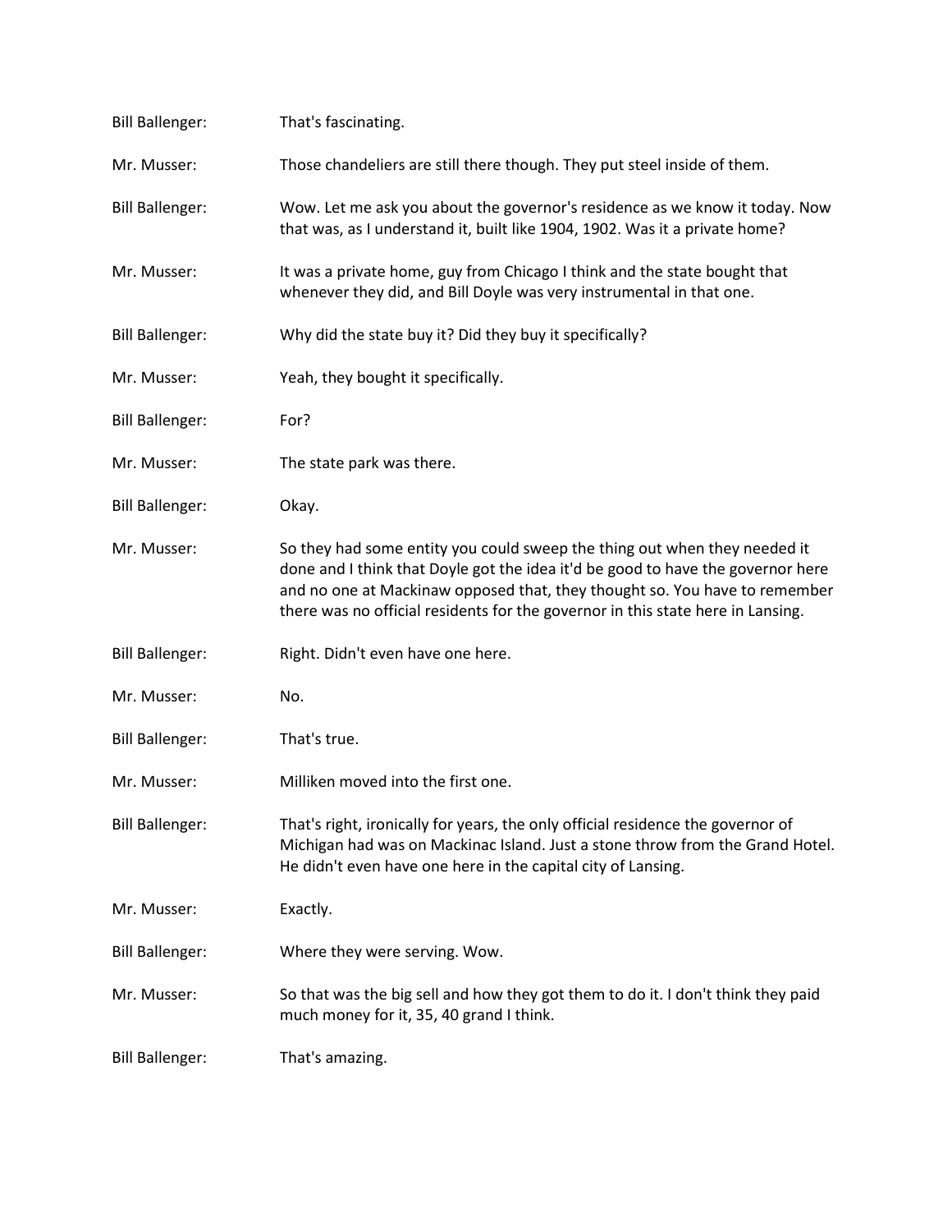Bill Ballenger: That's fascinating.

Mr. Musser: Those chandeliers are still there though. They put steel inside of them.

Bill Ballenger: Wow. Let me ask you about the governor's residence as we know it today. Now that was, as I understand it, built like 1904, 1902. Was it a private home?

Mr. Musser: It was a private home, guy from Chicago I think and the state bought that whenever they did, and Bill Doyle was very instrumental in that one.

Bill Ballenger: Why did the state buy it? Did they buy it specifically?

Mr. Musser: Yeah, they bought it specifically.

Bill Ballenger: For?

Mr. Musser: The state park was there.

Bill Ballenger: Okay.

Mr. Musser: So they had some entity you could sweep the thing out when they needed it done and I think that Doyle got the idea it'd be good to have the governor here and no one at Mackinaw opposed that, they thought so. You have to remember there was no official residents for the governor in this state here in Lansing.

Bill Ballenger: Right. Didn't even have one here.

Mr. Musser: No.

Bill Ballenger: That's true.

Mr. Musser: Milliken moved into the first one.

Bill Ballenger: That's right, ironically for years, the only official residence the governor of Michigan had was on Mackinac Island. Just a stone throw from the Grand Hotel. He didn't even have one here in the capital city of Lansing.

Mr. Musser: Exactly.

Bill Ballenger: Where they were serving. Wow.

Mr. Musser: So that was the big sell and how they got them to do it. I don't think they paid much money for it, 35, 40 grand I think.

Bill Ballenger: That's amazing.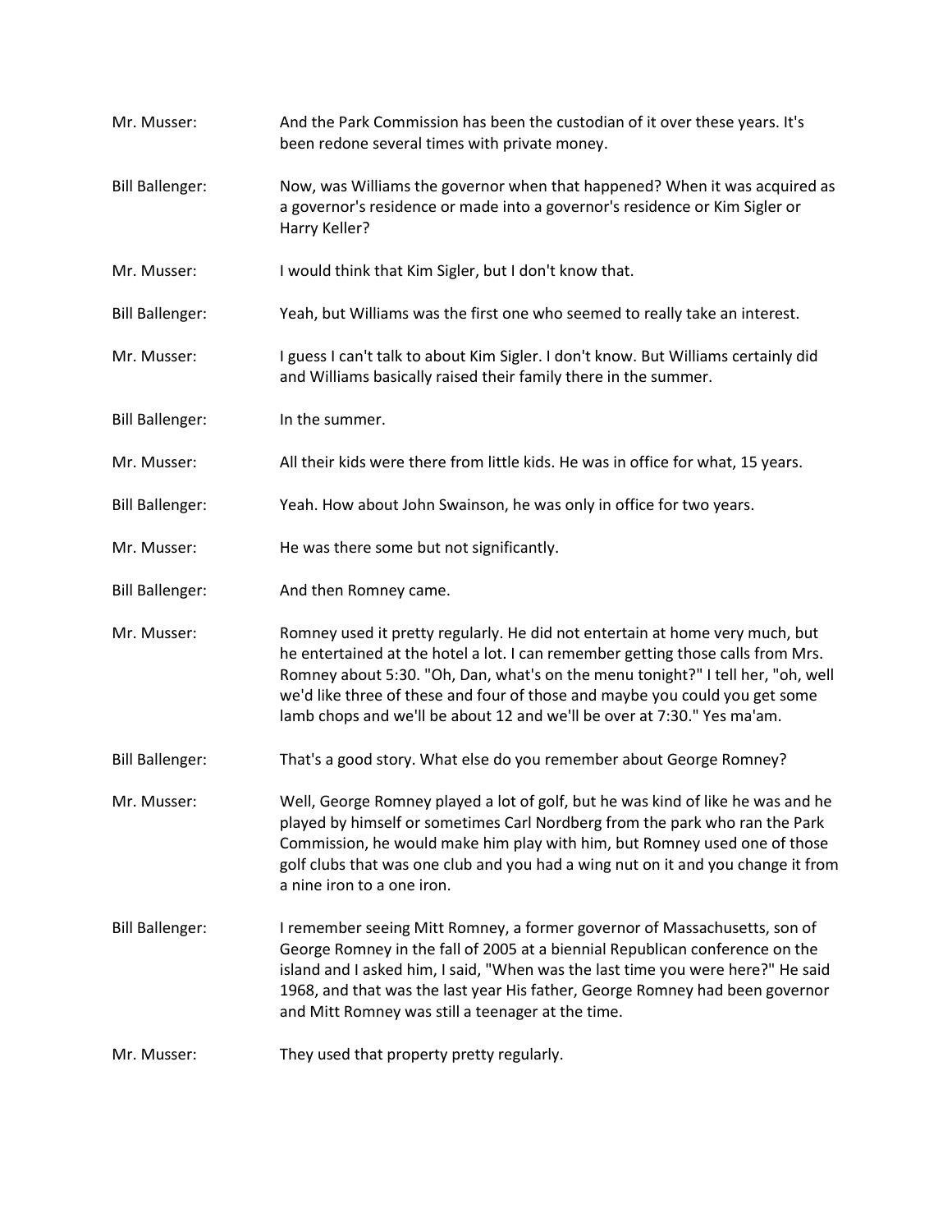Mr. Musser: And the Park Commission has been the custodian of it over these years. It's been redone several times with private money.

Bill Ballenger: Now, was Williams the governor when that happened? When it was acquired as a governor's residence or made into a governor's residence or Kim Sigler or Harry Keller?

Mr. Musser: I would think that Kim Sigler, but I don't know that.

Bill Ballenger: Yeah, but Williams was the first one who seemed to really take an interest.

Mr. Musser: I guess I can't talk to about Kim Sigler. I don't know. But Williams certainly did and Williams basically raised their family there in the summer.

Bill Ballenger: In the summer.

Mr. Musser: All their kids were there from little kids. He was in office for what, 15 years.

Bill Ballenger: Yeah. How about John Swainson, he was only in office for two years.

Mr. Musser: He was there some but not significantly.

Bill Ballenger: And then Romney came.

Mr. Musser: Romney used it pretty regularly. He did not entertain at home very much, but he entertained at the hotel a lot. I can remember getting those calls from Mrs. Romney about 5:30. "Oh, Dan, what's on the menu tonight?" I tell her, "oh, well we'd like three of these and four of those and maybe you could you get some lamb chops and we'll be about 12 and we'll be over at 7:30." Yes ma'am.

Bill Ballenger: That's a good story. What else do you remember about George Romney?

Mr. Musser: Well, George Romney played a lot of golf, but he was kind of like he was and he played by himself or sometimes Carl Nordberg from the park who ran the Park Commission, he would make him play with him, but Romney used one of those golf clubs that was one club and you had a wing nut on it and you change it from a nine iron to a one iron.

Bill Ballenger: I remember seeing Mitt Romney, a former governor of Massachusetts, son of George Romney in the fall of 2005 at a biennial Republican conference on the island and I asked him, I said, "When was the last time you were here?" He said 1968, and that was the last year His father, George Romney had been governor and Mitt Romney was still a teenager at the time.

Mr. Musser: They used that property pretty regularly.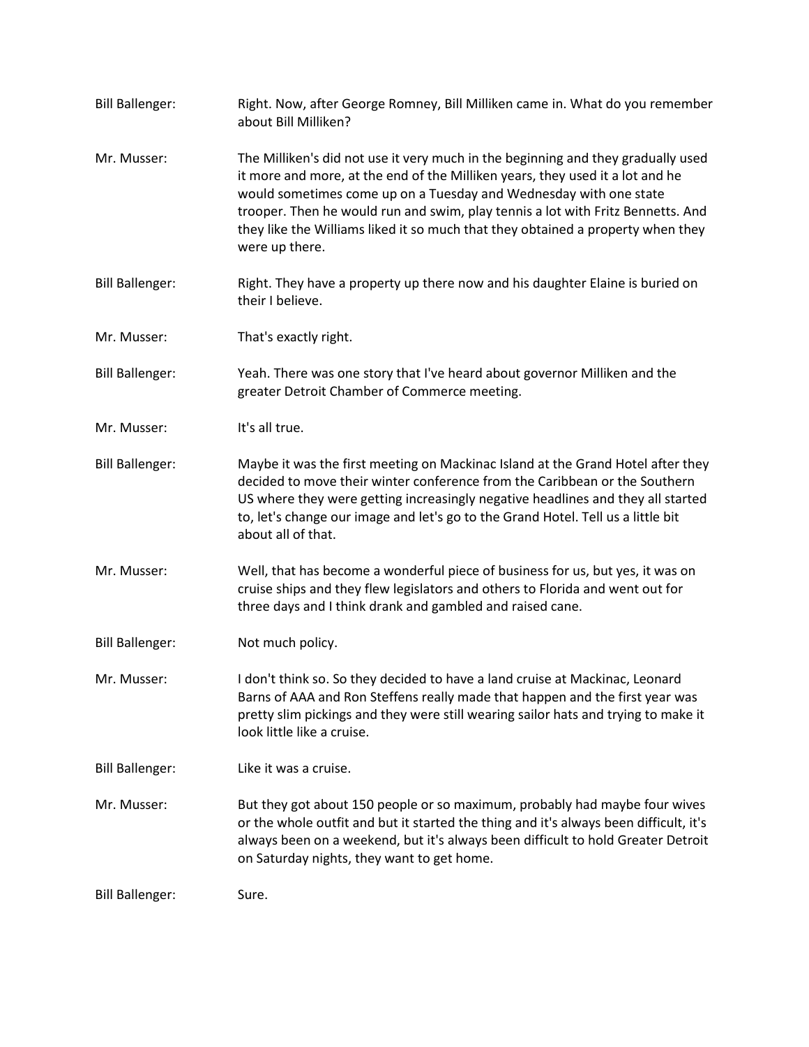Bill Ballenger: Right. Now, after George Romney, Bill Milliken came in. What do you remember about Bill Milliken?

Mr. Musser: The Milliken's did not use it very much in the beginning and they gradually used it more and more, at the end of the Milliken years, they used it a lot and he would sometimes come up on a Tuesday and Wednesday with one state trooper. Then he would run and swim, play tennis a lot with Fritz Bennetts. And they like the Williams liked it so much that they obtained a property when they were up there.

Bill Ballenger: Right. They have a property up there now and his daughter Elaine is buried on their I believe.

Mr. Musser: That's exactly right.

Bill Ballenger: Yeah. There was one story that I've heard about governor Milliken and the greater Detroit Chamber of Commerce meeting.

Mr. Musser: It's all true.

Bill Ballenger: Maybe it was the first meeting on Mackinac Island at the Grand Hotel after they decided to move their winter conference from the Caribbean or the Southern US where they were getting increasingly negative headlines and they all started to, let's change our image and let's go to the Grand Hotel. Tell us a little bit about all of that.

Mr. Musser: Well, that has become a wonderful piece of business for us, but yes, it was on cruise ships and they flew legislators and others to Florida and went out for three days and I think drank and gambled and raised cane.

Bill Ballenger: Not much policy.

Mr. Musser: I don't think so. So they decided to have a land cruise at Mackinac, Leonard Barns of AAA and Ron Steffens really made that happen and the first year was pretty slim pickings and they were still wearing sailor hats and trying to make it look little like a cruise.

Bill Ballenger: Like it was a cruise.

Mr. Musser: But they got about 150 people or so maximum, probably had maybe four wives or the whole outfit and but it started the thing and it's always been difficult, it's always been on a weekend, but it's always been difficult to hold Greater Detroit on Saturday nights, they want to get home.

Bill Ballenger: Sure.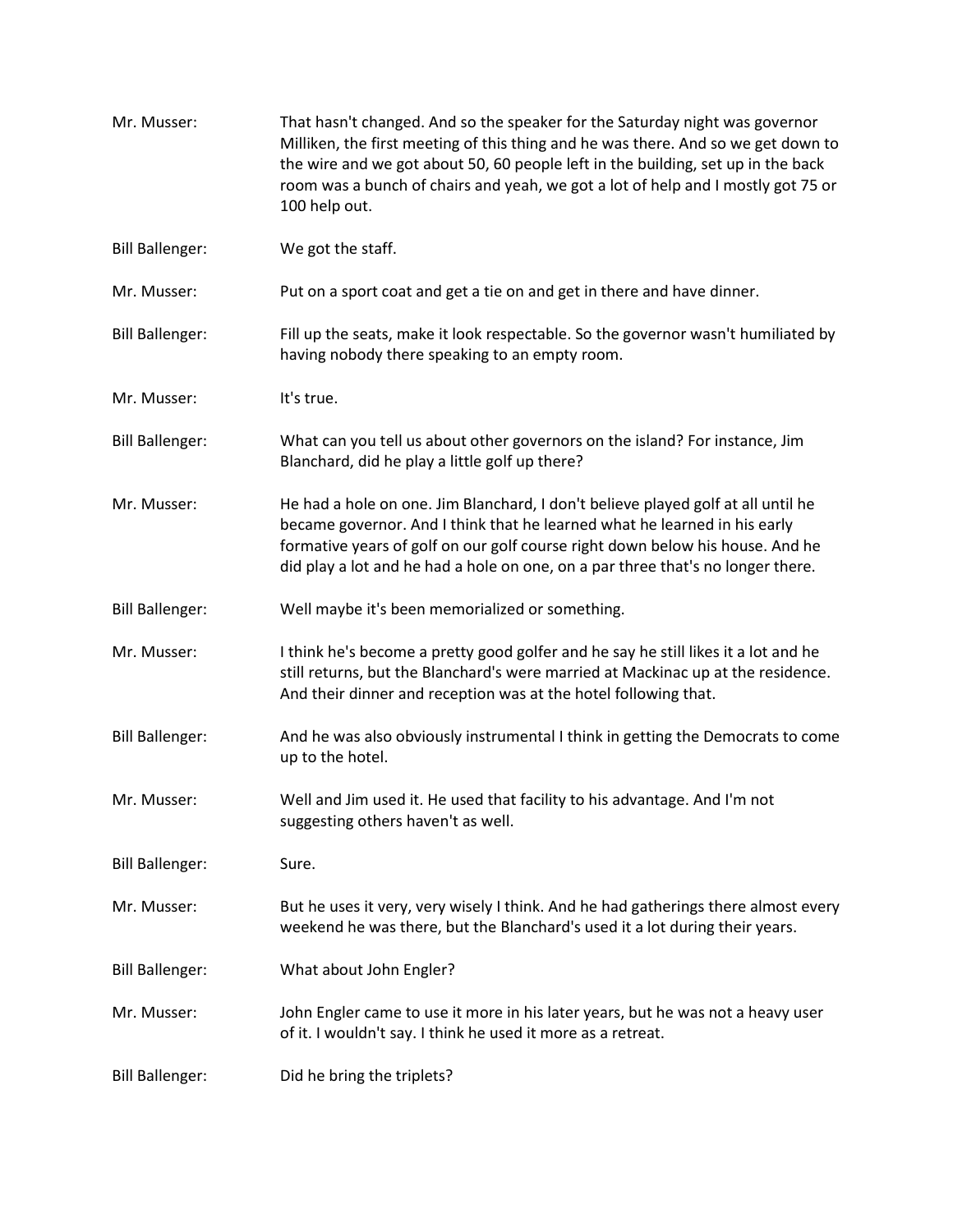Mr. Musser: That hasn't changed. And so the speaker for the Saturday night was governor Milliken, the first meeting of this thing and he was there. And so we get down to the wire and we got about 50, 60 people left in the building, set up in the back room was a bunch of chairs and yeah, we got a lot of help and I mostly got 75 or 100 help out.

Bill Ballenger: We got the staff.

Mr. Musser: Put on a sport coat and get a tie on and get in there and have dinner.

Bill Ballenger: Fill up the seats, make it look respectable. So the governor wasn't humiliated by having nobody there speaking to an empty room.

Mr. Musser: It's true.

Bill Ballenger: What can you tell us about other governors on the island? For instance, Jim Blanchard, did he play a little golf up there?

Mr. Musser: He had a hole on one. Jim Blanchard, I don't believe played golf at all until he became governor. And I think that he learned what he learned in his early formative years of golf on our golf course right down below his house. And he did play a lot and he had a hole on one, on a par three that's no longer there.

Bill Ballenger: Well maybe it's been memorialized or something.

Mr. Musser: I think he's become a pretty good golfer and he say he still likes it a lot and he still returns, but the Blanchard's were married at Mackinac up at the residence. And their dinner and reception was at the hotel following that.

Bill Ballenger: And he was also obviously instrumental I think in getting the Democrats to come up to the hotel.

Mr. Musser: Well and Jim used it. He used that facility to his advantage. And I'm not suggesting others haven't as well.

Bill Ballenger: Sure.

Mr. Musser: But he uses it very, very wisely I think. And he had gatherings there almost every weekend he was there, but the Blanchard's used it a lot during their years.

Bill Ballenger: What about John Engler?

Mr. Musser: John Engler came to use it more in his later years, but he was not a heavy user of it. I wouldn't say. I think he used it more as a retreat.

Bill Ballenger: Did he bring the triplets?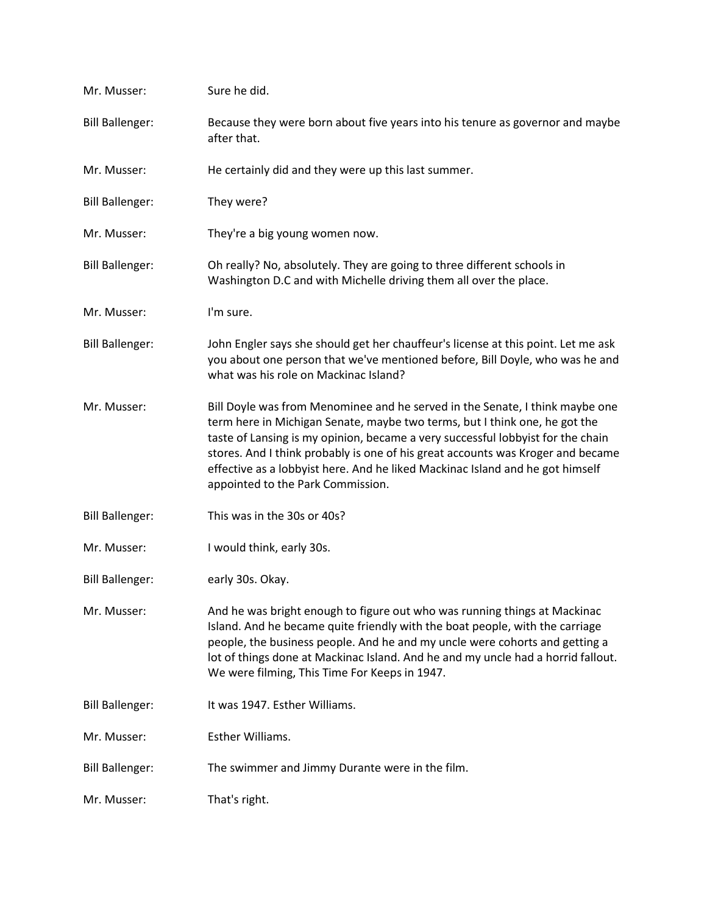Mr. Musser: Sure he did.

Bill Ballenger: Because they were born about five years into his tenure as governor and maybe after that.

Mr. Musser: He certainly did and they were up this last summer.

Bill Ballenger: They were?

Mr. Musser: They're a big young women now.

Bill Ballenger: Oh really? No, absolutely. They are going to three different schools in Washington D.C and with Michelle driving them all over the place.

Mr. Musser: I'm sure.

Bill Ballenger: John Engler says she should get her chauffeur's license at this point. Let me ask you about one person that we've mentioned before, Bill Doyle, who was he and what was his role on Mackinac Island?

Mr. Musser: Bill Doyle was from Menominee and he served in the Senate, I think maybe one term here in Michigan Senate, maybe two terms, but I think one, he got the taste of Lansing is my opinion, became a very successful lobbyist for the chain stores. And I think probably is one of his great accounts was Kroger and became effective as a lobbyist here. And he liked Mackinac Island and he got himself appointed to the Park Commission.

Bill Ballenger: This was in the 30s or 40s?

Mr. Musser: I would think, early 30s.

Bill Ballenger: early 30s. Okay.

Mr. Musser: And he was bright enough to figure out who was running things at Mackinac Island. And he became quite friendly with the boat people, with the carriage people, the business people. And he and my uncle were cohorts and getting a lot of things done at Mackinac Island. And he and my uncle had a horrid fallout. We were filming, This Time For Keeps in 1947.

Bill Ballenger: It was 1947. Esther Williams.

Mr. Musser: Esther Williams.

Bill Ballenger: The swimmer and Jimmy Durante were in the film.

Mr. Musser: That's right.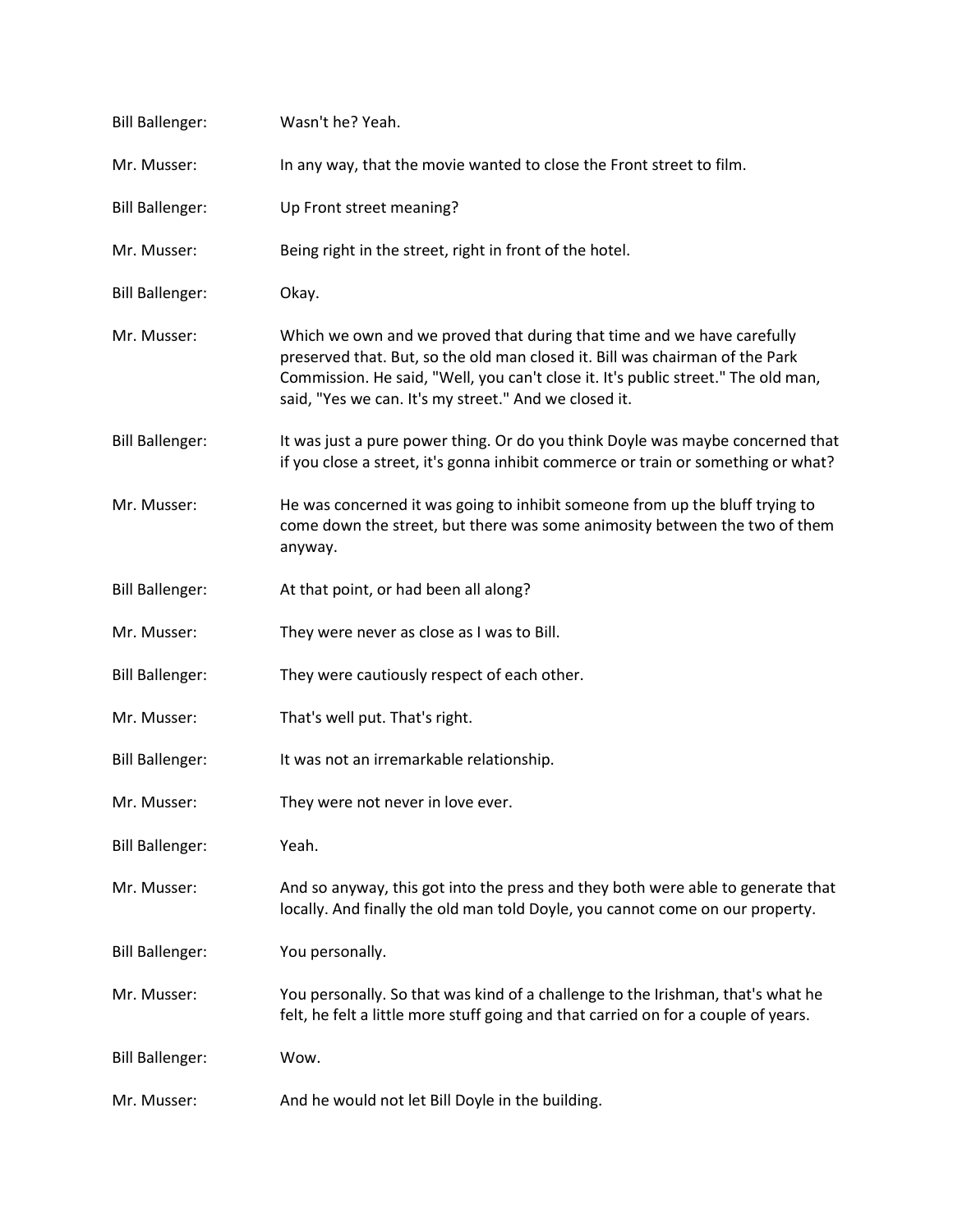Bill Ballenger: Wasn't he? Yeah.

Mr. Musser: In any way, that the movie wanted to close the Front street to film.

Bill Ballenger: Up Front street meaning?

Mr. Musser: Being right in the street, right in front of the hotel.

Bill Ballenger: Okay.

Mr. Musser: Which we own and we proved that during that time and we have carefully preserved that. But, so the old man closed it. Bill was chairman of the Park Commission. He said, "Well, you can't close it. It's public street." The old man, said, "Yes we can. It's my street." And we closed it.

Bill Ballenger: It was just a pure power thing. Or do you think Doyle was maybe concerned that if you close a street, it's gonna inhibit commerce or train or something or what?

Mr. Musser: He was concerned it was going to inhibit someone from up the bluff trying to come down the street, but there was some animosity between the two of them anyway.

Bill Ballenger: At that point, or had been all along?

Mr. Musser: They were never as close as I was to Bill.

Bill Ballenger: They were cautiously respect of each other.

Mr. Musser: That's well put. That's right.

Bill Ballenger: It was not an irremarkable relationship.

Mr. Musser: They were not never in love ever.

Bill Ballenger: Yeah.

Mr. Musser: And so anyway, this got into the press and they both were able to generate that locally. And finally the old man told Doyle, you cannot come on our property.

Bill Ballenger: You personally.

Mr. Musser: You personally. So that was kind of a challenge to the Irishman, that's what he felt, he felt a little more stuff going and that carried on for a couple of years.

Bill Ballenger: Wow.

Mr. Musser: And he would not let Bill Doyle in the building.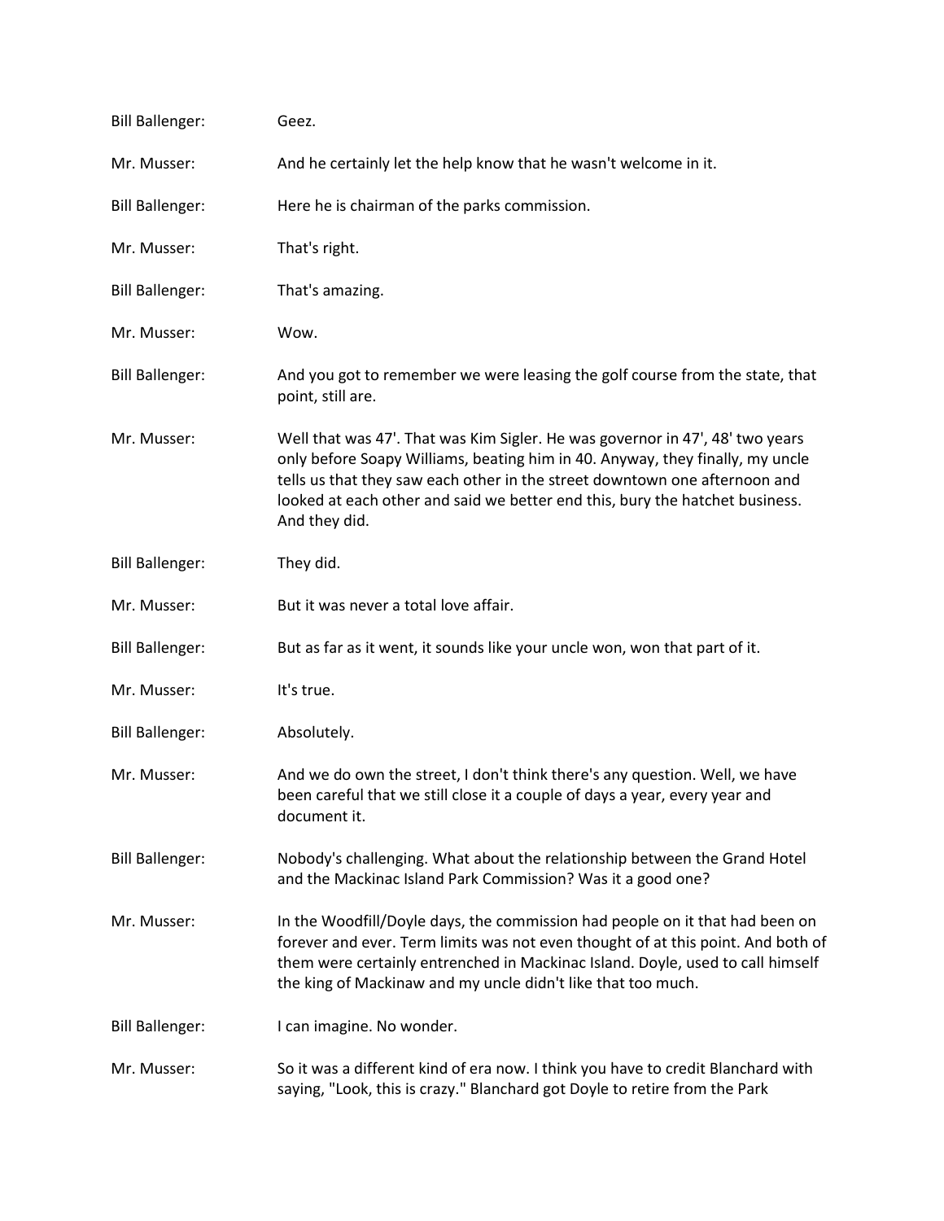Bill Ballenger: Geez.

Mr. Musser: And he certainly let the help know that he wasn't welcome in it.

Bill Ballenger: Here he is chairman of the parks commission.

Mr. Musser: That's right.

Bill Ballenger: That's amazing.

Mr. Musser: Wow.

Bill Ballenger: And you got to remember we were leasing the golf course from the state, that point, still are.

Mr. Musser: Well that was 47'. That was Kim Sigler. He was governor in 47', 48' two years only before Soapy Williams, beating him in 40. Anyway, they finally, my uncle tells us that they saw each other in the street downtown one afternoon and looked at each other and said we better end this, bury the hatchet business. And they did.

Bill Ballenger: They did.

Mr. Musser: But it was never a total love affair.

Bill Ballenger: But as far as it went, it sounds like your uncle won, won that part of it.

Mr. Musser: It's true.

Bill Ballenger: Absolutely.

Mr. Musser: And we do own the street, I don't think there's any question. Well, we have been careful that we still close it a couple of days a year, every year and document it.

Bill Ballenger: Nobody's challenging. What about the relationship between the Grand Hotel and the Mackinac Island Park Commission? Was it a good one?

Mr. Musser: In the Woodfill/Doyle days, the commission had people on it that had been on forever and ever. Term limits was not even thought of at this point. And both of them were certainly entrenched in Mackinac Island. Doyle, used to call himself the king of Mackinaw and my uncle didn't like that too much.

Bill Ballenger: I can imagine. No wonder.

Mr. Musser: So it was a different kind of era now. I think you have to credit Blanchard with saying, "Look, this is crazy." Blanchard got Doyle to retire from the Park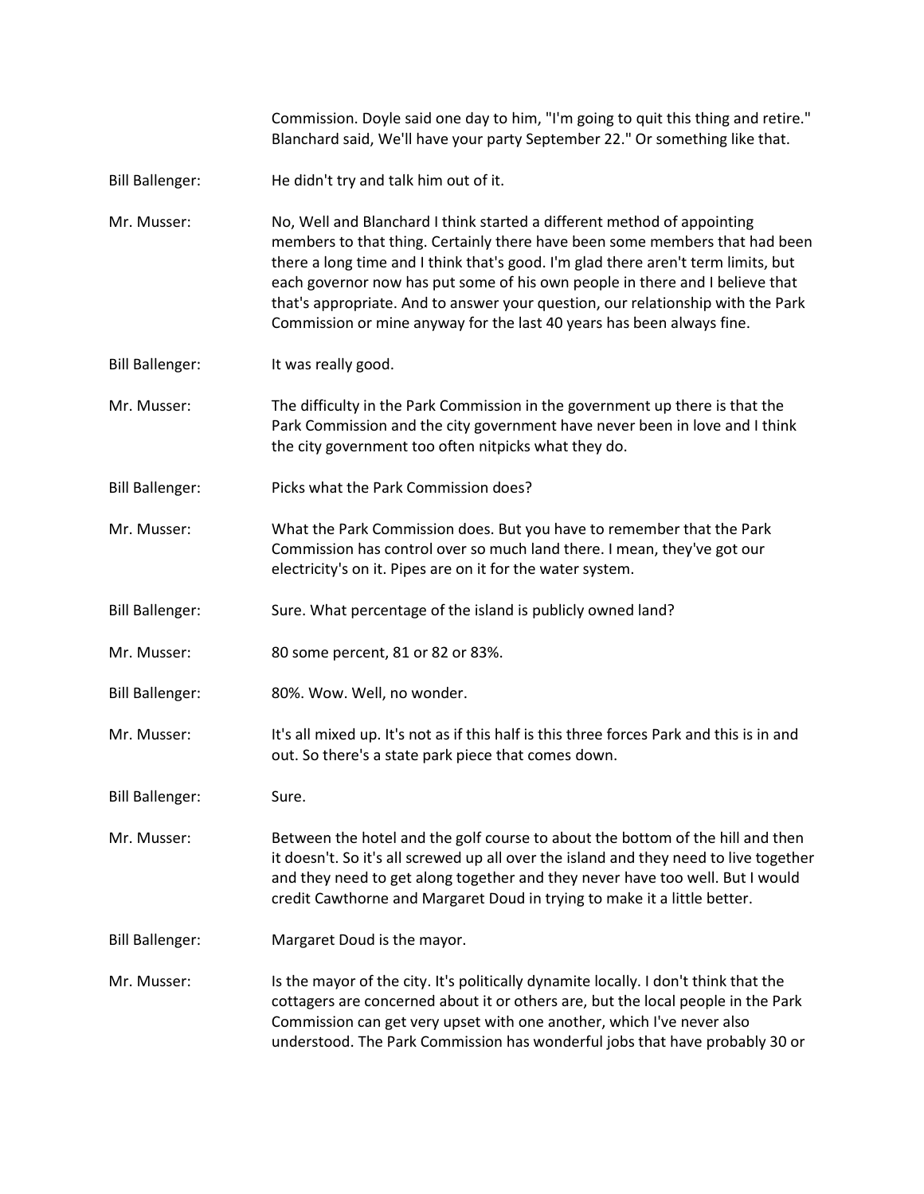Commission. Doyle said one day to him, "I'm going to quit this thing and retire." Blanchard said, We'll have your party September 22." Or something like that.

Bill Ballenger: He didn't try and talk him out of it.

Mr. Musser: No, Well and Blanchard I think started a different method of appointing members to that thing. Certainly there have been some members that had been there a long time and I think that's good. I'm glad there aren't term limits, but each governor now has put some of his own people in there and I believe that that's appropriate. And to answer your question, our relationship with the Park Commission or mine anyway for the last 40 years has been always fine.

Bill Ballenger: It was really good.

Mr. Musser: The difficulty in the Park Commission in the government up there is that the Park Commission and the city government have never been in love and I think the city government too often nitpicks what they do.

Bill Ballenger: Picks what the Park Commission does?

Mr. Musser: What the Park Commission does. But you have to remember that the Park Commission has control over so much land there. I mean, they've got our electricity's on it. Pipes are on it for the water system.

Bill Ballenger: Sure. What percentage of the island is publicly owned land?

Mr. Musser: 80 some percent, 81 or 82 or 83%.

Bill Ballenger: 80%. Wow. Well, no wonder.

Mr. Musser: It's all mixed up. It's not as if this half is this three forces Park and this is in and out. So there's a state park piece that comes down.

Bill Ballenger: Sure.

Mr. Musser: Between the hotel and the golf course to about the bottom of the hill and then it doesn't. So it's all screwed up all over the island and they need to live together and they need to get along together and they never have too well. But I would credit Cawthorne and Margaret Doud in trying to make it a little better.

Bill Ballenger: Margaret Doud is the mayor.

Mr. Musser: Is the mayor of the city. It's politically dynamite locally. I don't think that the cottagers are concerned about it or others are, but the local people in the Park Commission can get very upset with one another, which I've never also understood. The Park Commission has wonderful jobs that have probably 30 or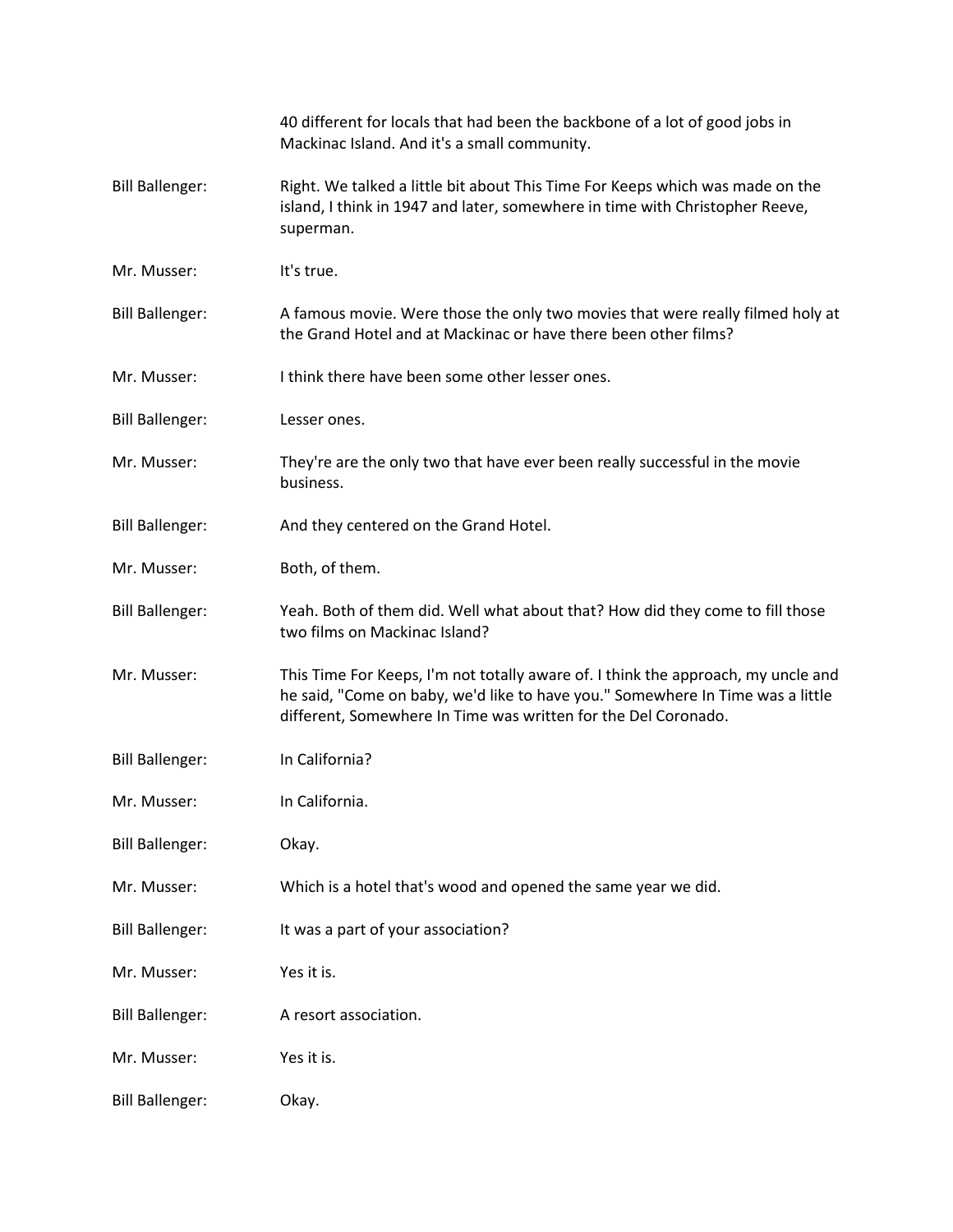40 different for locals that had been the backbone of a lot of good jobs in Mackinac Island. And it's a small community.

Bill Ballenger: Right. We talked a little bit about This Time For Keeps which was made on the island, I think in 1947 and later, somewhere in time with Christopher Reeve, superman.

Mr. Musser: It's true.

Bill Ballenger: A famous movie. Were those the only two movies that were really filmed holy at the Grand Hotel and at Mackinac or have there been other films?

Mr. Musser: I think there have been some other lesser ones.

Bill Ballenger: Lesser ones.

Mr. Musser: They're are the only two that have ever been really successful in the movie business.

Bill Ballenger: And they centered on the Grand Hotel.

Mr. Musser: Both, of them.

Bill Ballenger: Yeah. Both of them did. Well what about that? How did they come to fill those two films on Mackinac Island?

Mr. Musser: This Time For Keeps, I'm not totally aware of. I think the approach, my uncle and he said, "Come on baby, we'd like to have you." Somewhere In Time was a little different, Somewhere In Time was written for the Del Coronado.

Bill Ballenger: In California?

Mr. Musser: In California.

Bill Ballenger: Okay.

Mr. Musser: Which is a hotel that's wood and opened the same year we did.

Bill Ballenger: It was a part of your association?

Mr. Musser: Yes it is.

Bill Ballenger: A resort association.

Mr. Musser: Yes it is.

Bill Ballenger: Okay.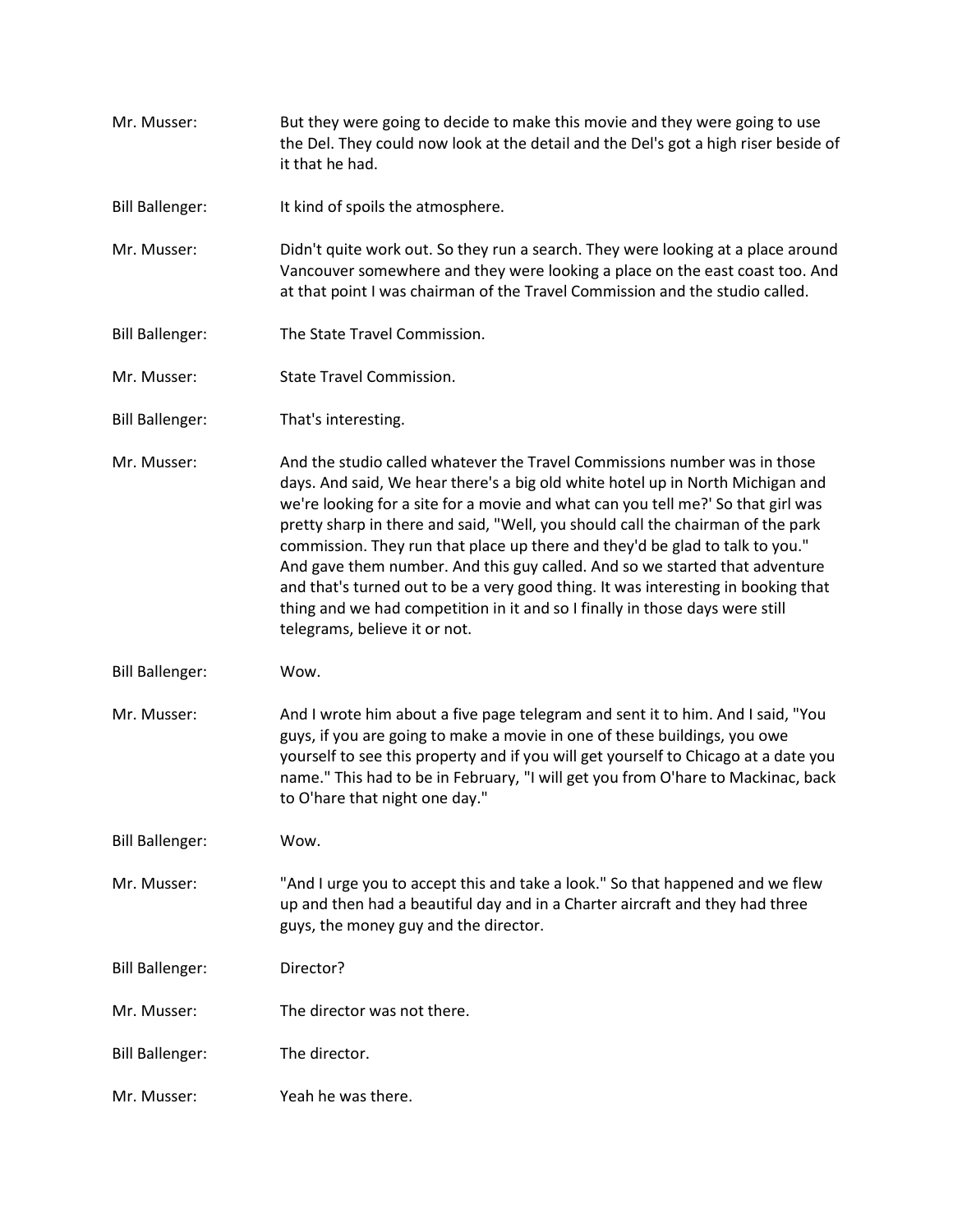Mr. Musser: But they were going to decide to make this movie and they were going to use the Del. They could now look at the detail and the Del's got a high riser beside of it that he had.

Bill Ballenger: It kind of spoils the atmosphere.

Mr. Musser: Didn't quite work out. So they run a search. They were looking at a place around Vancouver somewhere and they were looking a place on the east coast too. And at that point I was chairman of the Travel Commission and the studio called.

Bill Ballenger: The State Travel Commission.

Mr. Musser: State Travel Commission.

Bill Ballenger: That's interesting.

Mr. Musser: And the studio called whatever the Travel Commissions number was in those days. And said, We hear there's a big old white hotel up in North Michigan and we're looking for a site for a movie and what can you tell me?' So that girl was pretty sharp in there and said, "Well, you should call the chairman of the park commission. They run that place up there and they'd be glad to talk to you." And gave them number. And this guy called. And so we started that adventure and that's turned out to be a very good thing. It was interesting in booking that thing and we had competition in it and so I finally in those days were still telegrams, believe it or not.

Bill Ballenger: Wow.

Mr. Musser: And I wrote him about a five page telegram and sent it to him. And I said, "You guys, if you are going to make a movie in one of these buildings, you owe yourself to see this property and if you will get yourself to Chicago at a date you name." This had to be in February, "I will get you from O'hare to Mackinac, back to O'hare that night one day."

Bill Ballenger: Wow.

Mr. Musser: "And I urge you to accept this and take a look." So that happened and we flew up and then had a beautiful day and in a Charter aircraft and they had three guys, the money guy and the director.

Bill Ballenger: Director?

Mr. Musser: The director was not there.

Bill Ballenger: The director.

Mr. Musser: Yeah he was there.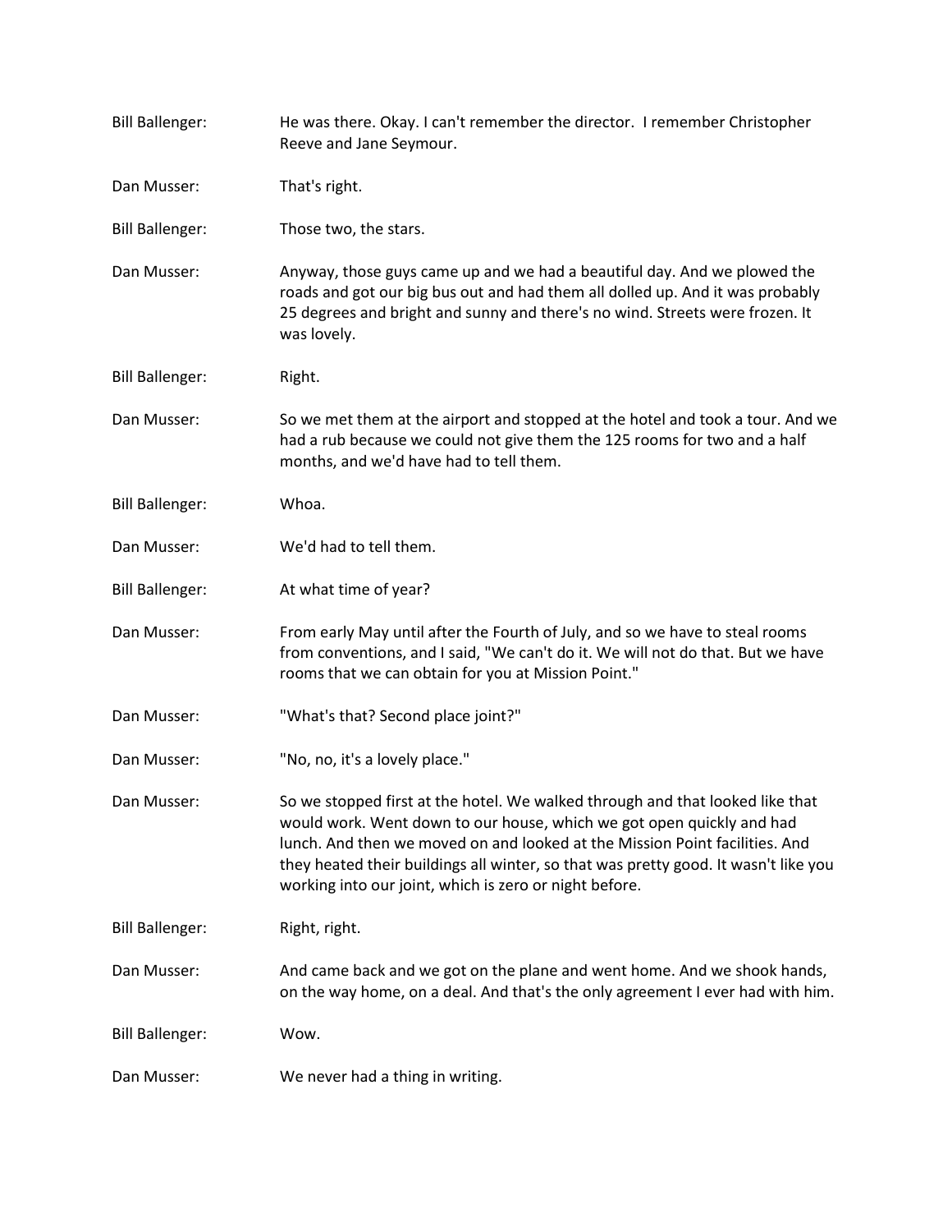Bill Ballenger: He was there. Okay. I can't remember the director. I remember Christopher Reeve and Jane Seymour.

Dan Musser: That's right.

Bill Ballenger: Those two, the stars.

Dan Musser: Anyway, those guys came up and we had a beautiful day. And we plowed the roads and got our big bus out and had them all dolled up. And it was probably 25 degrees and bright and sunny and there's no wind. Streets were frozen. It was lovely.

Bill Ballenger: Right.

Dan Musser: So we met them at the airport and stopped at the hotel and took a tour. And we had a rub because we could not give them the 125 rooms for two and a half months, and we'd have had to tell them.

Bill Ballenger: Whoa.

Dan Musser: We'd had to tell them.

Bill Ballenger: At what time of year?

Dan Musser: From early May until after the Fourth of July, and so we have to steal rooms from conventions, and I said, "We can't do it. We will not do that. But we have rooms that we can obtain for you at Mission Point."

Dan Musser: "What's that? Second place joint?"

Dan Musser: "No, no, it's a lovely place."

Dan Musser: So we stopped first at the hotel. We walked through and that looked like that would work. Went down to our house, which we got open quickly and had lunch. And then we moved on and looked at the Mission Point facilities. And they heated their buildings all winter, so that was pretty good. It wasn't like you working into our joint, which is zero or night before.

Bill Ballenger: Right, right.

Dan Musser: And came back and we got on the plane and went home. And we shook hands, on the way home, on a deal. And that's the only agreement I ever had with him.

Bill Ballenger: Wow.

Dan Musser: We never had a thing in writing.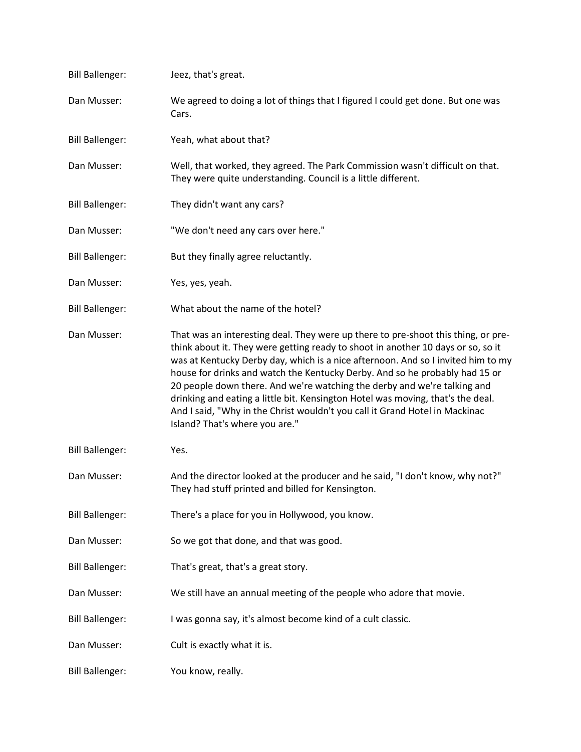Bill Ballenger: Jeez, that's great.

Dan Musser: We agreed to doing a lot of things that I figured I could get done. But one was Cars.

Bill Ballenger: Yeah, what about that?

Dan Musser: Well, that worked, they agreed. The Park Commission wasn't difficult on that. They were quite understanding. Council is a little different.

Bill Ballenger: They didn't want any cars?

Dan Musser: "We don't need any cars over here."

Bill Ballenger: But they finally agree reluctantly.

Dan Musser: Yes, yes, yeah.

Bill Ballenger: What about the name of the hotel?

Dan Musser: That was an interesting deal. They were up there to pre-shoot this thing, or pre-think about it. They were getting ready to shoot in another 10 days or so, so it was at Kentucky Derby day, which is a nice afternoon. And so I invited him to my house for drinks and watch the Kentucky Derby. And so he probably had 15 or 20 people down there. And we're watching the derby and we're talking and drinking and eating a little bit. Kensington Hotel was moving, that's the deal. And I said, "Why in the Christ wouldn't you call it Grand Hotel in Mackinac Island? That's where you are."

Bill Ballenger: Yes.

Dan Musser: And the director looked at the producer and he said, "I don't know, why not?" They had stuff printed and billed for Kensington.

Bill Ballenger: There's a place for you in Hollywood, you know.

Dan Musser: So we got that done, and that was good.

Bill Ballenger: That's great, that's a great story.

Dan Musser: We still have an annual meeting of the people who adore that movie.

Bill Ballenger: I was gonna say, it's almost become kind of a cult classic.

Dan Musser: Cult is exactly what it is.

Bill Ballenger: You know, really.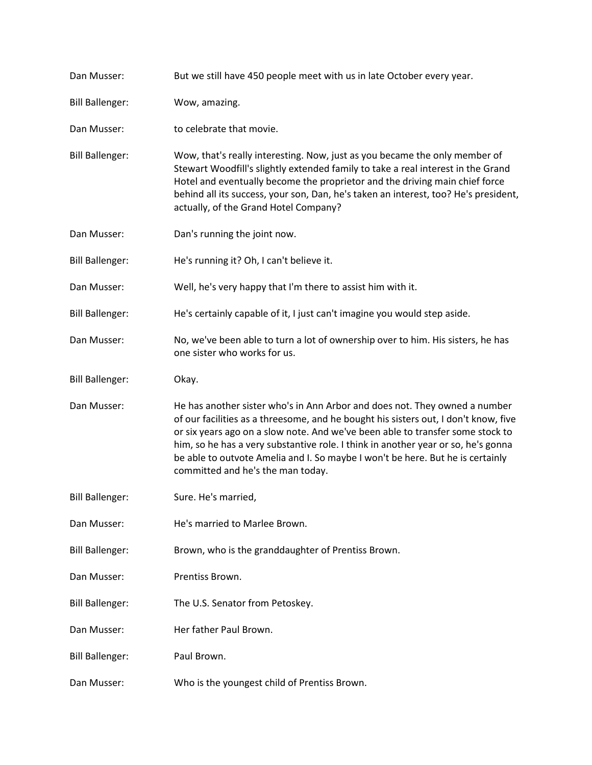Dan Musser: But we still have 450 people meet with us in late October every year.

Bill Ballenger: Wow, amazing.

Dan Musser: to celebrate that movie.

Bill Ballenger: Wow, that's really interesting. Now, just as you became the only member of Stewart Woodfill's slightly extended family to take a real interest in the Grand Hotel and eventually become the proprietor and the driving main chief force behind all its success, your son, Dan, he's taken an interest, too? He's president, actually, of the Grand Hotel Company?

Dan Musser: Dan's running the joint now.

Bill Ballenger: He's running it? Oh, I can't believe it.

Dan Musser: Well, he's very happy that I'm there to assist him with it.

Bill Ballenger: He's certainly capable of it, I just can't imagine you would step aside.

Dan Musser: No, we've been able to turn a lot of ownership over to him. His sisters, he has one sister who works for us.

Bill Ballenger: Okay.

Dan Musser: He has another sister who's in Ann Arbor and does not. They owned a number of our facilities as a threesome, and he bought his sisters out, I don't know, five or six years ago on a slow note. And we've been able to transfer some stock to him, so he has a very substantive role. I think in another year or so, he's gonna be able to outvote Amelia and I. So maybe I won't be here. But he is certainly committed and he's the man today.

Bill Ballenger: Sure. He's married,

Dan Musser: He's married to Marlee Brown.

Bill Ballenger: Brown, who is the granddaughter of Prentiss Brown.

Dan Musser: Prentiss Brown.

Bill Ballenger: The U.S. Senator from Petoskey.

Dan Musser: Her father Paul Brown.

Bill Ballenger: Paul Brown.

Dan Musser: Who is the youngest child of Prentiss Brown.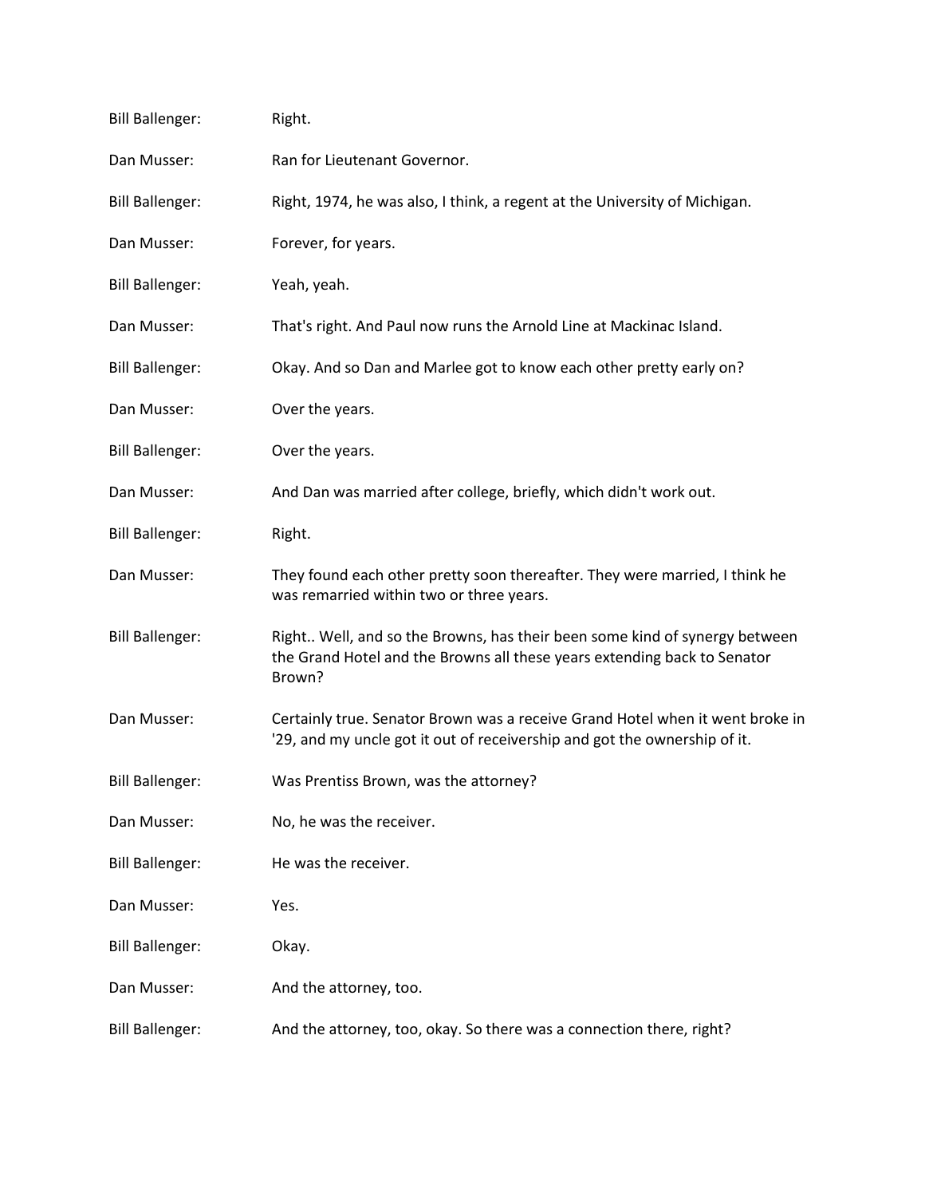Bill Ballenger: Right.

Dan Musser: Ran for Lieutenant Governor.

Bill Ballenger: Right, 1974, he was also, I think, a regent at the University of Michigan.

Dan Musser: Forever, for years.

Bill Ballenger: Yeah, yeah.

Dan Musser: That's right. And Paul now runs the Arnold Line at Mackinac Island.

Bill Ballenger: Okay. And so Dan and Marlee got to know each other pretty early on?

Dan Musser: Over the years.

Bill Ballenger: Over the years.

Dan Musser: And Dan was married after college, briefly, which didn't work out.

Bill Ballenger: Right.

Dan Musser: They found each other pretty soon thereafter. They were married, I think he was remarried within two or three years.

Bill Ballenger: Right.. Well, and so the Browns, has their been some kind of synergy between the Grand Hotel and the Browns all these years extending back to Senator Brown?

Dan Musser: Certainly true. Senator Brown was a receive Grand Hotel when it went broke in '29, and my uncle got it out of receivership and got the ownership of it.

Bill Ballenger: Was Prentiss Brown, was the attorney?

Dan Musser: No, he was the receiver.

Bill Ballenger: He was the receiver.

Dan Musser: Yes.

Bill Ballenger: Okay.

Dan Musser: And the attorney, too.

Bill Ballenger: And the attorney, too, okay. So there was a connection there, right?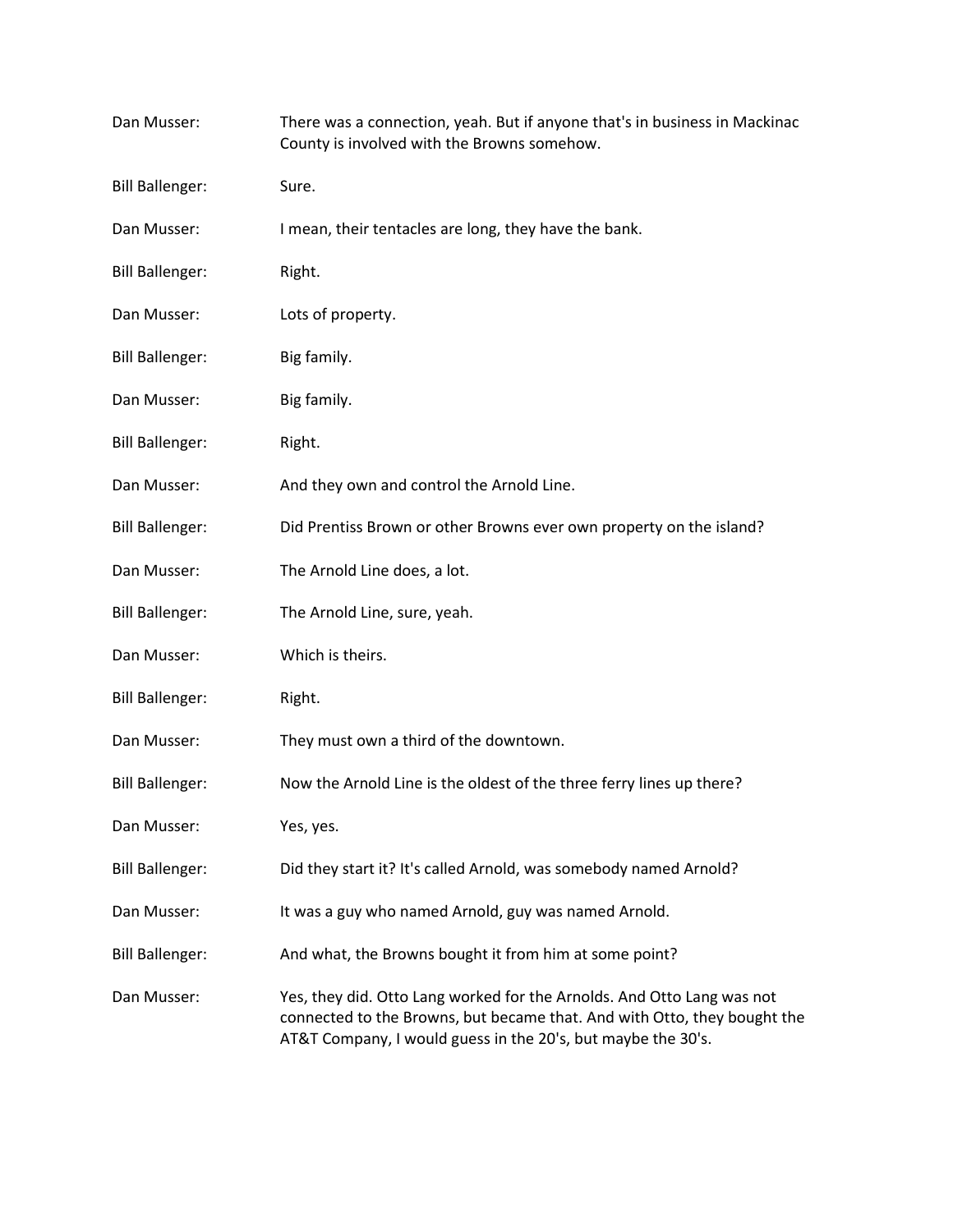Dan Musser: There was a connection, yeah. But if anyone that's in business in Mackinac County is involved with the Browns somehow.

Bill Ballenger: Sure.

Dan Musser: I mean, their tentacles are long, they have the bank.

Bill Ballenger: Right.

Dan Musser: Lots of property.

Bill Ballenger: Big family.

Dan Musser: Big family.

Bill Ballenger: Right.

Dan Musser: And they own and control the Arnold Line.

Bill Ballenger: Did Prentiss Brown or other Browns ever own property on the island?

Dan Musser: The Arnold Line does, a lot.

Bill Ballenger: The Arnold Line, sure, yeah.

Dan Musser: Which is theirs.

Bill Ballenger: Right.

Dan Musser: They must own a third of the downtown.

Bill Ballenger: Now the Arnold Line is the oldest of the three ferry lines up there?

Dan Musser: Yes, yes.

Bill Ballenger: Did they start it? It's called Arnold, was somebody named Arnold?

Dan Musser: It was a guy who named Arnold, guy was named Arnold.

Bill Ballenger: And what, the Browns bought it from him at some point?

Dan Musser: Yes, they did. Otto Lang worked for the Arnolds. And Otto Lang was not connected to the Browns, but became that. And with Otto, they bought the AT&T Company, I would guess in the 20's, but maybe the 30's.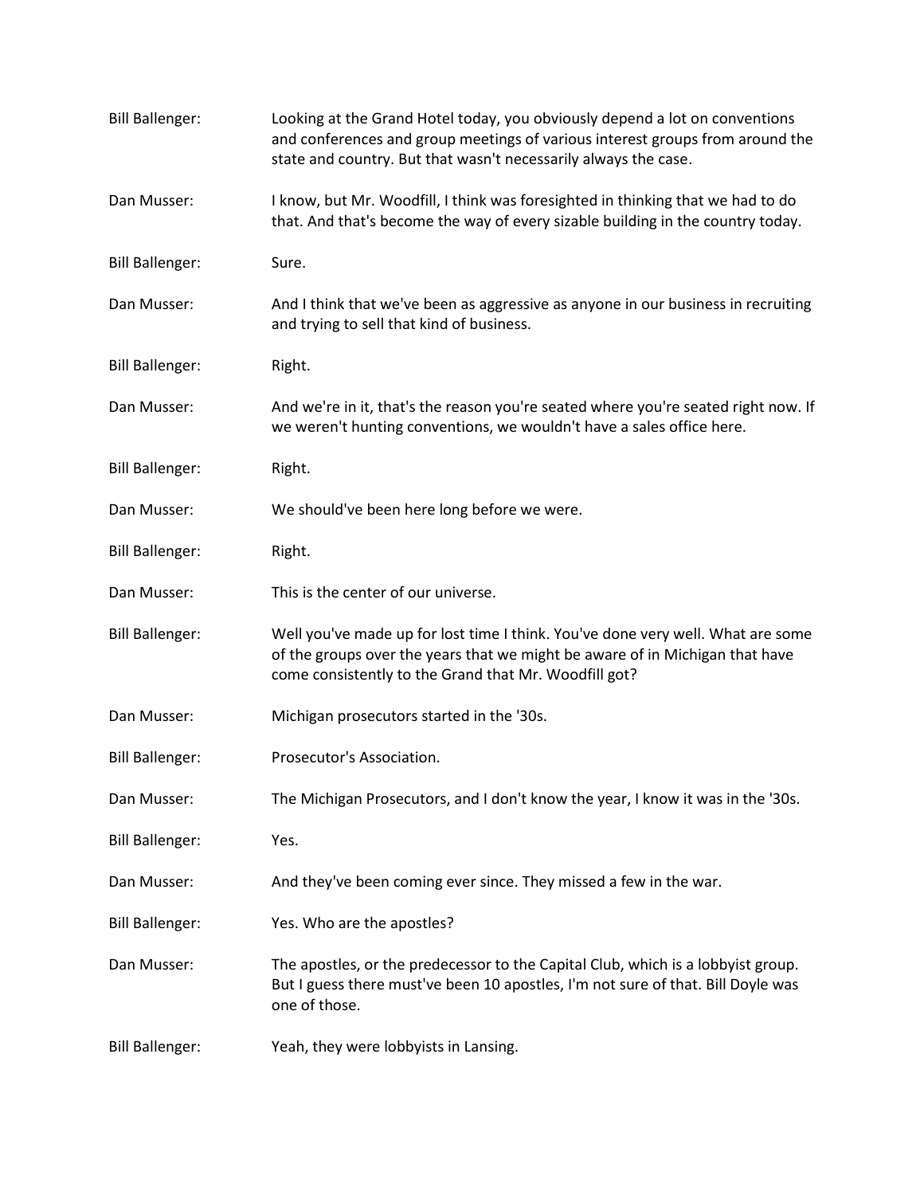Bill Ballenger: Looking at the Grand Hotel today, you obviously depend a lot on conventions and conferences and group meetings of various interest groups from around the state and country. But that wasn't necessarily always the case.

Dan Musser: I know, but Mr. Woodfill, I think was foresighted in thinking that we had to do that. And that's become the way of every sizable building in the country today.

Bill Ballenger: Sure.

Dan Musser: And I think that we've been as aggressive as anyone in our business in recruiting and trying to sell that kind of business.

Bill Ballenger: Right.

Dan Musser: And we're in it, that's the reason you're seated where you're seated right now. If we weren't hunting conventions, we wouldn't have a sales office here.

Bill Ballenger: Right.

Dan Musser: We should've been here long before we were.

Bill Ballenger: Right.

Dan Musser: This is the center of our universe.

Bill Ballenger: Well you've made up for lost time I think. You've done very well. What are some of the groups over the years that we might be aware of in Michigan that have come consistently to the Grand that Mr. Woodfill got?

Dan Musser: Michigan prosecutors started in the '30s.

Bill Ballenger: Prosecutor's Association.

Dan Musser: The Michigan Prosecutors, and I don't know the year, I know it was in the '30s.

Bill Ballenger: Yes.

Dan Musser: And they've been coming ever since. They missed a few in the war.

Bill Ballenger: Yes. Who are the apostles?

Dan Musser: The apostles, or the predecessor to the Capital Club, which is a lobbyist group. But I guess there must've been 10 apostles, I'm not sure of that. Bill Doyle was one of those.

Bill Ballenger: Yeah, they were lobbyists in Lansing.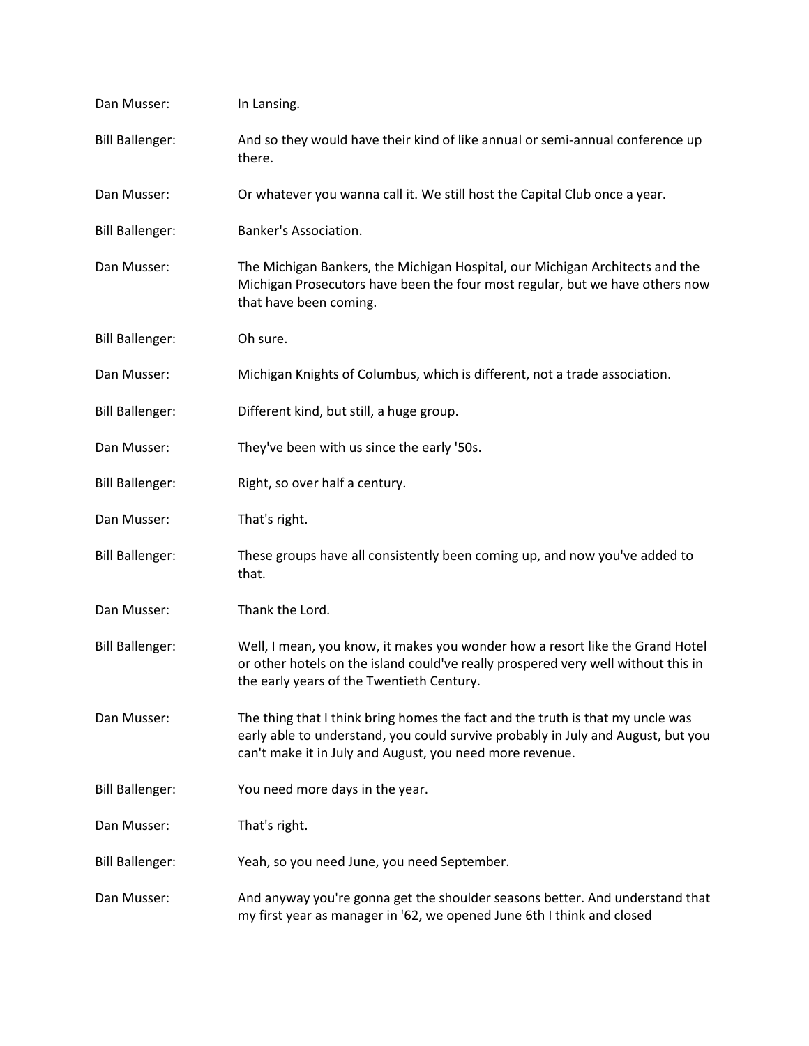Dan Musser: In Lansing.

Bill Ballenger: And so they would have their kind of like annual or semi-annual conference up there.

Dan Musser: Or whatever you wanna call it. We still host the Capital Club once a year.

Bill Ballenger: Banker's Association.

Dan Musser: The Michigan Bankers, the Michigan Hospital, our Michigan Architects and the Michigan Prosecutors have been the four most regular, but we have others now that have been coming.

Bill Ballenger: Oh sure.

Dan Musser: Michigan Knights of Columbus, which is different, not a trade association.

Bill Ballenger: Different kind, but still, a huge group.

Dan Musser: They've been with us since the early '50s.

Bill Ballenger: Right, so over half a century.

Dan Musser: That's right.

Bill Ballenger: These groups have all consistently been coming up, and now you've added to that.

Dan Musser: Thank the Lord.

Bill Ballenger: Well, I mean, you know, it makes you wonder how a resort like the Grand Hotel or other hotels on the island could've really prospered very well without this in the early years of the Twentieth Century.

Dan Musser: The thing that I think bring homes the fact and the truth is that my uncle was early able to understand, you could survive probably in July and August, but you can't make it in July and August, you need more revenue.

Bill Ballenger: You need more days in the year.

Dan Musser: That's right.

Bill Ballenger: Yeah, so you need June, you need September.

Dan Musser: And anyway you're gonna get the shoulder seasons better. And understand that my first year as manager in '62, we opened June 6th I think and closed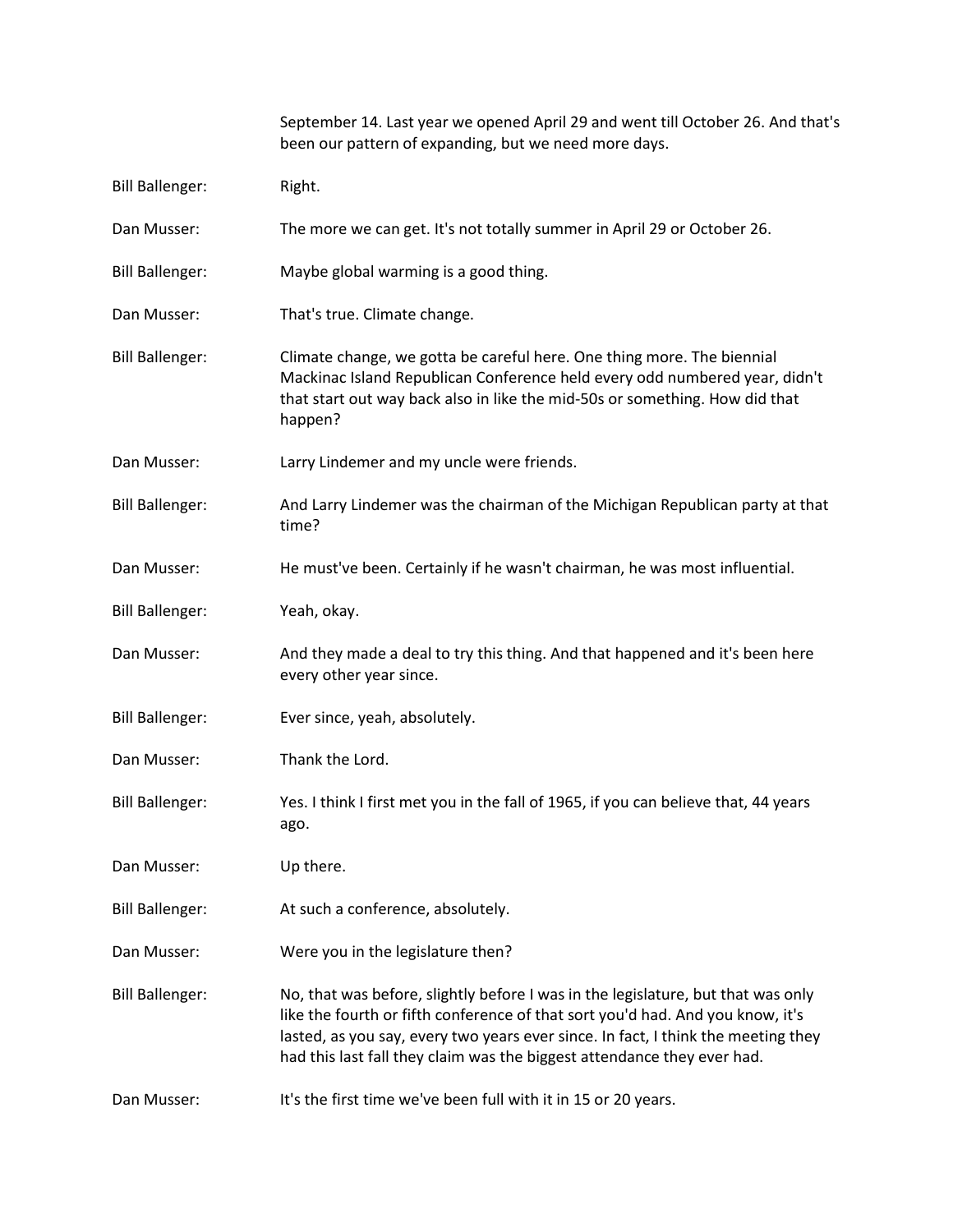September 14. Last year we opened April 29 and went till October 26. And that's been our pattern of expanding, but we need more days.

Bill Ballenger: Right.

Dan Musser: The more we can get. It's not totally summer in April 29 or October 26.

Bill Ballenger: Maybe global warming is a good thing.

Dan Musser: That's true. Climate change.

Bill Ballenger: Climate change, we gotta be careful here. One thing more. The biennial Mackinac Island Republican Conference held every odd numbered year, didn't that start out way back also in like the mid-50s or something. How did that happen?

Dan Musser: Larry Lindemer and my uncle were friends.

Bill Ballenger: And Larry Lindemer was the chairman of the Michigan Republican party at that time?

Dan Musser: He must've been. Certainly if he wasn't chairman, he was most influential.

Bill Ballenger: Yeah, okay.

Dan Musser: And they made a deal to try this thing. And that happened and it's been here every other year since.

Bill Ballenger: Ever since, yeah, absolutely.

Dan Musser: Thank the Lord.

Bill Ballenger: Yes. I think I first met you in the fall of 1965, if you can believe that, 44 years ago.

Dan Musser: Up there.

Bill Ballenger: At such a conference, absolutely.

Dan Musser: Were you in the legislature then?

Bill Ballenger: No, that was before, slightly before I was in the legislature, but that was only like the fourth or fifth conference of that sort you'd had. And you know, it's lasted, as you say, every two years ever since. In fact, I think the meeting they had this last fall they claim was the biggest attendance they ever had.

Dan Musser: It's the first time we've been full with it in 15 or 20 years.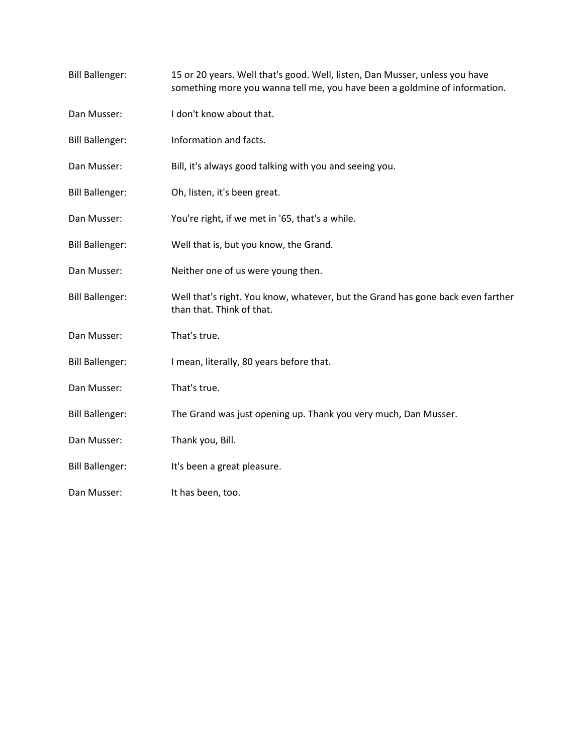Bill Ballenger: 15 or 20 years. Well that's good. Well, listen, Dan Musser, unless you have something more you wanna tell me, you have been a goldmine of information.

Dan Musser: I don't know about that.

Bill Ballenger: Information and facts.

Dan Musser: Bill, it's always good talking with you and seeing you.

Bill Ballenger: Oh, listen, it's been great.

Dan Musser: You're right, if we met in '65, that's a while.

Bill Ballenger: Well that is, but you know, the Grand.

Dan Musser: Neither one of us were young then.

Bill Ballenger: Well that's right. You know, whatever, but the Grand has gone back even farther than that. Think of that.

Dan Musser: That's true.

Bill Ballenger: I mean, literally, 80 years before that.

Dan Musser: That's true.

Bill Ballenger: The Grand was just opening up. Thank you very much, Dan Musser.

Dan Musser: Thank you, Bill.

Bill Ballenger: It's been a great pleasure.

Dan Musser: It has been, too.